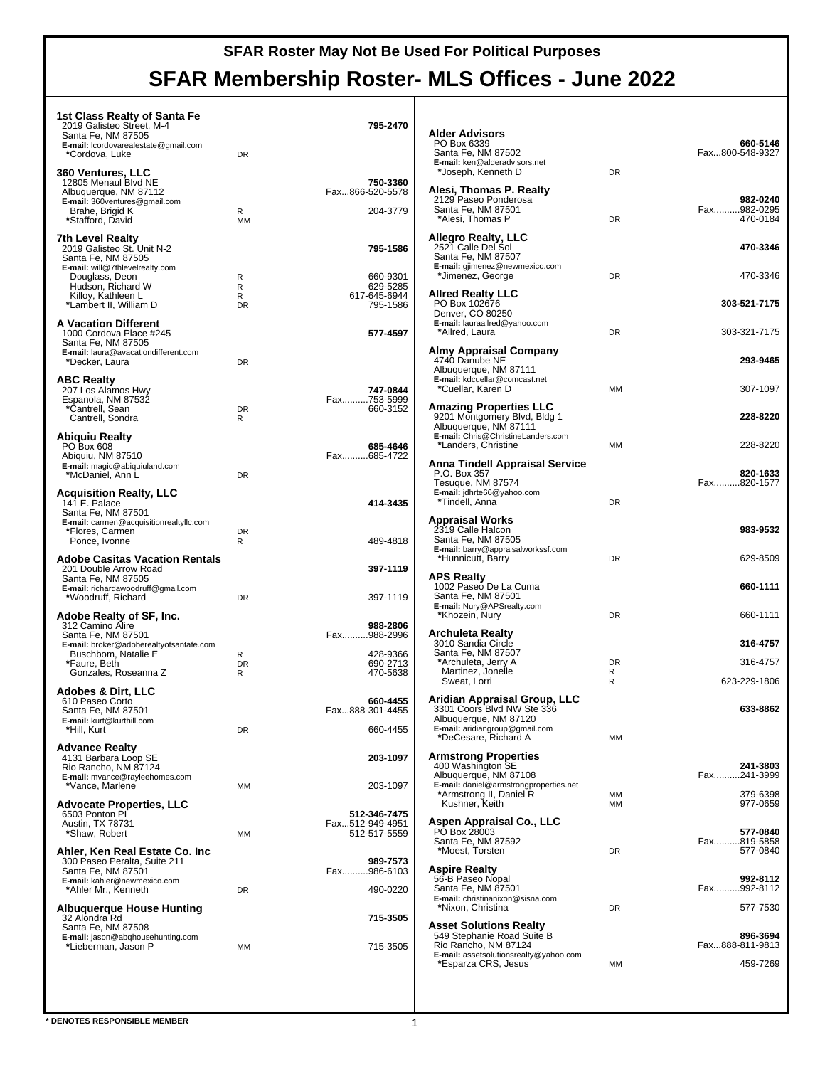**SFAR Roster May Not Be Used For Political Purposes**

# SFAR Membership Roster- MLS Offices - June 2022

**1st Class Realty of Santa Fe**
2019 Galisteo Street, M-4 — **795-2470**
Santa Fe, NM 87505
**E-mail:** lcordovarealestate@gmail.com
*Cordova, Luke — DR

**360 Ventures, LLC**
12805 Menaul Blvd NE — **750-3360**
Albuquerque, NM 87112 — Fax...866-520-5578
**E-mail:** 360ventures@gmail.com
Brahe, Brigid K — R — 204-3779
*Stafford, David — MM

**7th Level Realty**
2019 Galisteo St. Unit N-2 — **795-1586**
Santa Fe, NM 87505
**E-mail:** will@7thlevelrealty.com
Douglass, Deon — R — 660-9301
Hudson, Richard W — R — 629-5285
Killoy, Kathleen L — R — 617-645-6944
*Lambert II, William D — DR — 795-1586

**A Vacation Different**
1000 Cordova Place #245 — **577-4597**
Santa Fe, NM 87505
**E-mail:** laura@avacationdifferent.com
*Decker, Laura — DR

**ABC Realty**
207 Los Alamos Hwy — **747-0844**
Espanola, NM 87532 — Fax..........753-5999
*Cantrell, Sean — DR — 660-3152
Cantrell, Sondra — R

**Abiquiu Realty**
PO Box 608 — **685-4646**
Abiquiu, NM 87510 — Fax..........685-4722
**E-mail:** magic@abiquiuland.com
*McDaniel, Ann L — DR

**Acquisition Realty, LLC**
141 E. Palace — **414-3435**
Santa Fe, NM 87501
**E-mail:** carmen@acquisitionrealtyllc.com
*Flores, Carmen — DR
Ponce, Ivonne — R — 489-4818

**Adobe Casitas Vacation Rentals**
201 Double Arrow Road — **397-1119**
Santa Fe, NM 87505
**E-mail:** richardawoodruff@gmail.com
*Woodruff, Richard — DR — 397-1119

**Adobe Realty of SF, Inc.**
312 Camino Alire — **988-2806**
Santa Fe, NM 87501 — Fax..........988-2996
**E-mail:** broker@adoberealtyofsantafe.com
Buschbom, Natalie E — R — 428-9366
*Faure, Beth — DR — 690-2713
Gonzales, Roseanna Z — R — 470-5638

**Adobes & Dirt, LLC**
610 Paseo Corto — **660-4455**
Santa Fe, NM 87501 — Fax...888-301-4455
**E-mail:** kurt@kurthill.com
*Hill, Kurt — DR — 660-4455

**Advance Realty**
4131 Barbara Loop SE — **203-1097**
Rio Rancho, NM 87124
**E-mail:** mvance@rayleehomes.com
*Vance, Marlene — MM — 203-1097

**Advocate Properties, LLC**
6503 Ponton PL — **512-346-7475**
Austin, TX 78731 — Fax...512-949-4951
*Shaw, Robert — MM — 512-517-5559

**Ahler, Ken Real Estate Co. Inc**
300 Paseo Peralta, Suite 211 — **989-7573**
Santa Fe, NM 87501 — Fax..........986-6103
**E-mail:** kahler@newmexico.com
*Ahler Mr., Kenneth — DR — 490-0220

**Albuquerque House Hunting**
32 Alondra Rd — **715-3505**
Santa Fe, NM 87508
**E-mail:** jason@abqhousehunting.com
*Lieberman, Jason P — MM — 715-3505

**Alder Advisors**
PO Box 6339 — **660-5146**
Santa Fe, NM 87502 — Fax...800-548-9327
**E-mail:** ken@alderadvisors.net
*Joseph, Kenneth D — DR

**Alesi, Thomas P. Realty**
2129 Paseo Ponderosa — **982-0240**
Santa Fe, NM 87501 — Fax..........982-0295
*Alesi, Thomas P — DR — 470-0184

**Allegro Realty, LLC**
2521 Calle Del Sol — **470-3346**
Santa Fe, NM 87507
**E-mail:** gjimenez@newmexico.com
*Jimenez, George — DR — 470-3346

**Allred Realty LLC**
PO Box 102676 — **303-521-7175**
Denver, CO 80250
**E-mail:** lauraallred@yahoo.com
*Allred, Laura — DR — 303-321-7175

**Almy Appraisal Company**
4740 Danube NE — **293-9465**
Albuquerque, NM 87111
**E-mail:** kdcuellar@comcast.net
*Cuellar, Karen D — MM — 307-1097

**Amazing Properties LLC**
9201 Montgomery Blvd, Bldg 1 — **228-8220**
Albuquerque, NM 87111
**E-mail:** Chris@ChristineLanders.com
*Landers, Christine — MM — 228-8220

**Anna Tindell Appraisal Service**
P.O. Box 357 — **820-1633**
Tesuque, NM 87574 — Fax..........820-1577
**E-mail:** jdhrte66@yahoo.com
*Tindell, Anna — DR

**Appraisal Works**
2319 Calle Halcon — **983-9532**
Santa Fe, NM 87505
**E-mail:** barry@appraisalworkssf.com
*Hunnicutt, Barry — DR — 629-8509

**APS Realty**
1002 Paseo De La Cuma — **660-1111**
Santa Fe, NM 87501
**E-mail:** Nury@APSrealty.com
*Khozein, Nury — DR — 660-1111

**Archuleta Realty**
3010 Sandia Circle — **316-4757**
Santa Fe, NM 87507
*Archuleta, Jerry A — DR — 316-4757
Martinez, Jonelle — R
Sweat, Lorri — R — 623-229-1806

**Aridian Appraisal Group, LLC**
3301 Coors Blvd NW Ste 336 — **633-8862**
Albuquerque, NM 87120
**E-mail:** aridiangroup@gmail.com
*DeCesare, Richard A — MM

**Armstrong Properties**
400 Washington SE — **241-3803**
Albuquerque, NM 87108 — Fax..........241-3999
**E-mail:** daniel@armstrongproperties.net
*Armstrong II, Daniel R — MM — 379-6398
Kushner, Keith — MM — 977-0659

**Aspen Appraisal Co., LLC**
PO Box 28003 — **577-0840**
Santa Fe, NM 87592 — Fax..........819-5858
*Moest, Torsten — DR — 577-0840

**Aspire Realty**
56-B Paseo Nopal — **992-8112**
Santa Fe, NM 87501 — Fax..........992-8112
**E-mail:** christinanixon@sisna.com
*Nixon, Christina — DR — 577-7530

**Asset Solutions Realty**
549 Stephanie Road Suite B — **896-3694**
Rio Rancho, NM 87124 — Fax...888-811-9813
**E-mail:** assetsolutionsrealty@yahoo.com
*Esparza CRS, Jesus — MM — 459-7269

**\* DENOTES RESPONSIBLE MEMBER**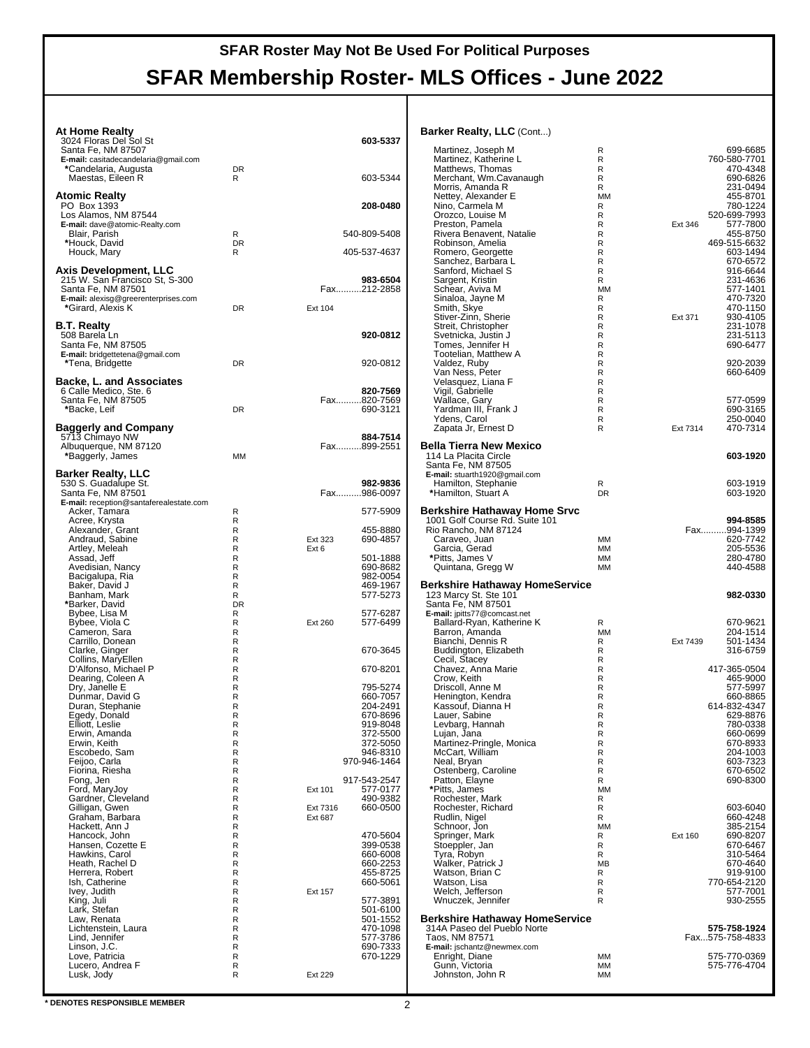SFAR Roster May Not Be Used For Political Purposes

# SFAR Membership Roster- MLS Offices - June 2022

### At Home Realty
3024 Floras Del Sol St — **603-5337**
Santa Fe, NM 87507
**E-mail:** casitadecandelaria@gmail.com

| Name | Type | Ext | Phone |
|---|---|---|---|
| *Candelaria, Augusta | DR | | |
| Maestas, Eileen R | R | | 603-5344 |

### Atomic Realty
PO Box 1393 — **208-0480**
Los Alamos, NM 87544
**E-mail:** dave@atomic-Realty.com

| Name | Type | Ext | Phone |
|---|---|---|---|
| Blair, Parish | R | | 540-809-5408 |
| *Houck, David | DR | | |
| Houck, Mary | R | | 405-537-4637 |

### Axis Development, LLC
215 W. San Francisco St, S-300 — **983-6504**
Santa Fe, NM 87501 — Fax..........212-2858
**E-mail:** alexisg@greerenterprises.com

| Name | Type | Ext | Phone |
|---|---|---|---|
| *Girard, Alexis K | DR | Ext 104 | |

### B.T. Realty
508 Barela Ln — **920-0812**
Santa Fe, NM 87505
**E-mail:** bridgettetena@gmail.com

| Name | Type | Ext | Phone |
|---|---|---|---|
| *Tena, Bridgette | DR | | 920-0812 |

### Backe, L. and Associates
6 Calle Medico, Ste. 6 — **820-7569**
Santa Fe, NM 87505 — Fax..........820-7569

| Name | Type | Ext | Phone |
|---|---|---|---|
| *Backe, Leif | DR | | 690-3121 |

### Baggerly and Company
5713 Chimayo NW — **884-7514**
Albuquerque, NM 87120 — Fax..........899-2551

| Name | Type | Ext | Phone |
|---|---|---|---|
| *Baggerly, James | MM | | |

### Barker Realty, LLC
530 S. Guadalupe St. — **982-9836**
Santa Fe, NM 87501 — Fax..........986-0097
**E-mail:** reception@santaferealestate.com

| Name | Type | Ext | Phone |
|---|---|---|---|
| Acker, Tamara | R | | 577-5909 |
| Acree, Krysta | R | | |
| Alexander, Grant | R | | 455-8880 |
| Andraud, Sabine | R | Ext 323 | 690-4857 |
| Artley, Meleah | R | Ext 6 | |
| Assad, Jeff | R | | 501-1888 |
| Avedisian, Nancy | R | | 690-8682 |
| Bacigalupa, Ria | R | | 982-0054 |
| Baker, David J | R | | 469-1967 |
| Banham, Mark | R | | 577-5273 |
| *Barker, David | DR | | |
| Bybee, Lisa M | R | | 577-6287 |
| Bybee, Viola C | R | Ext 260 | 577-6499 |
| Cameron, Sara | R | | |
| Carrillo, Donean | R | | |
| Clarke, Ginger | R | | 670-3645 |
| Collins, MaryEllen | R | | |
| D'Alfonso, Michael P | R | | 670-8201 |
| Dearing, Coleen A | R | | |
| Dry, Janelle E | R | | 795-5274 |
| Dunmar, David G | R | | 660-7057 |
| Duran, Stephanie | R | | 204-2491 |
| Egedy, Donald | R | | 670-8696 |
| Elliott, Leslie | R | | 919-8048 |
| Erwin, Amanda | R | | 372-5500 |
| Erwin, Keith | R | | 372-5050 |
| Escobedo, Sam | R | | 946-8310 |
| Feijoo, Carla | R | | 970-946-1464 |
| Fiorina, Riesha | R | | |
| Fong, Jen | R | | 917-543-2547 |
| Ford, MaryJoy | R | Ext 101 | 577-0177 |
| Gardner, Cleveland | R | | 490-9382 |
| Gilligan, Gwen | R | Ext 7316 | 660-0500 |
| Graham, Barbara | R | Ext 687 | |
| Hackett, Ann J | R | | |
| Hancock, John | R | | 470-5604 |
| Hansen, Cozette E | R | | 399-0538 |
| Hawkins, Carol | R | | 660-6008 |
| Heath, Rachel D | R | | 660-2253 |
| Herrera, Robert | R | | 455-8725 |
| Ish, Catherine | R | | 660-5061 |
| Ivey, Judith | R | Ext 157 | |
| King, Juli | R | | 577-3891 |
| Lark, Stefan | R | | 501-6100 |
| Law, Renata | R | | 501-1552 |
| Lichtenstein, Laura | R | | 470-1098 |
| Lind, Jennifer | R | | 577-3786 |
| Linson, J.C. | R | | 690-7333 |
| Love, Patricia | R | | 670-1229 |
| Lucero, Andrea F | R | | |
| Lusk, Jody | R | Ext 229 | |

### Barker Realty, LLC (Cont...)

| Name | Type | Ext | Phone |
|---|---|---|---|
| Martinez, Joseph M | R | | 699-6685 |
| Martinez, Katherine L | R | | 760-580-7701 |
| Matthews, Thomas | R | | 470-4348 |
| Merchant, Wm.Cavanaugh | R | | 690-6826 |
| Morris, Amanda R | R | | 231-0494 |
| Nettey, Alexander E | MM | | 455-8701 |
| Nino, Carmela M | R | | 780-1224 |
| Orozco, Louise M | R | | 520-699-7993 |
| Preston, Pamela | R | Ext 346 | 577-7800 |
| Rivera Benavent, Natalie | R | | 455-8750 |
| Robinson, Amelia | R | | 469-515-6632 |
| Romero, Georgette | R | | 603-1494 |
| Sanchez, Barbara L | R | | 670-6572 |
| Sanford, Michael S | R | | 916-6644 |
| Sargent, Kristin | R | | 231-4636 |
| Schear, Aviva M | MM | | 577-1401 |
| Sinaloa, Jayne M | R | | 470-7320 |
| Smith, Skye | R | | 470-1150 |
| Stiver-Zinn, Sherie | R | Ext 371 | 930-4105 |
| Streit, Christopher | R | | 231-1078 |
| Svetnicka, Justin J | R | | 231-5113 |
| Tomes, Jennifer H | R | | 690-6477 |
| Tootelian, Matthew A | R | | |
| Valdez, Ruby | R | | 920-2039 |
| Van Ness, Peter | R | | 660-6409 |
| Velasquez, Liana F | R | | |
| Vigil, Gabrielle | R | | |
| Wallace, Gary | R | | 577-0599 |
| Yardman III, Frank J | R | | 690-3165 |
| Ydens, Carol | R | | 250-0040 |
| Zapata Jr, Ernest D | R | Ext 7314 | 470-7314 |

### Bella Tierra New Mexico
114 La Placita Circle — **603-1920**
Santa Fe, NM 87505
**E-mail:** stuarth1920@gmail.com

| Name | Type | Ext | Phone |
|---|---|---|---|
| Hamilton, Stephanie | R | | 603-1919 |
| *Hamilton, Stuart A | DR | | 603-1920 |

### Berkshire Hathaway Home Srvc
1001 Golf Course Rd. Suite 101 — **994-8585**
Rio Rancho, NM 87124 — Fax..........994-1399

| Name | Type | Ext | Phone |
|---|---|---|---|
| Caraveo, Juan | MM | | 620-7742 |
| Garcia, Gerad | MM | | 205-5536 |
| *Pitts, James V | MM | | 280-4780 |
| Quintana, Gregg W | MM | | 440-4588 |

### Berkshire Hathaway HomeService
123 Marcy St. Ste 101 — **982-0330**
Santa Fe, NM 87501
**E-mail:** jpitts77@comcast.net

| Name | Type | Ext | Phone |
|---|---|---|---|
| Ballard-Ryan, Katherine K | R | | 670-9621 |
| Barron, Amanda | MM | | 204-1514 |
| Bianchi, Dennis R | R | Ext 7439 | 501-1434 |
| Buddington, Elizabeth | R | | 316-6759 |
| Cecil, Stacey | R | | |
| Chavez, Anna Marie | R | | 417-365-0504 |
| Crow, Keith | R | | 465-9000 |
| Driscoll, Anne M | R | | 577-5997 |
| Henington, Kendra | R | | 660-8865 |
| Kassouf, Dianna H | R | | 614-832-4347 |
| Lauer, Sabine | R | | 629-8876 |
| Levbarg, Hannah | R | | 780-0338 |
| Lujan, Jana | R | | 660-0699 |
| Martinez-Pringle, Monica | R | | 670-8933 |
| McCart, William | R | | 204-1003 |
| Neal, Bryan | R | | 603-7323 |
| Ostenberg, Caroline | R | | 670-6502 |
| Patton, Elayne | R | | 690-8300 |
| *Pitts, James | MM | | |
| Rochester, Mark | R | | |
| Rochester, Richard | R | | 603-6040 |
| Rudlin, Nigel | R | | 660-4248 |
| Schnoor, Jon | MM | | 385-2154 |
| Springer, Mark | R | Ext 160 | 690-8207 |
| Stoeppler, Jan | R | | 670-6467 |
| Tyra, Robyn | R | | 310-5464 |
| Walker, Patrick J | MB | | 670-4640 |
| Watson, Brian C | R | | 919-9100 |
| Watson, Lisa | R | | 770-654-2120 |
| Welch, Jefferson | R | | 577-7001 |
| Wnuczek, Jennifer | R | | 930-2555 |

### Berkshire Hathaway HomeService
314A Paseo del Pueblo Norte — **575-758-1924**
Taos, NM 87571 — Fax...575-758-4833
**E-mail:** jschantz@newmex.com

| Name | Type | Ext | Phone |
|---|---|---|---|
| Enright, Diane | MM | | 575-770-0369 |
| Gunn, Victoria | MM | | 575-776-4704 |
| Johnston, John R | MM | | |

**\* DENOTES RESPONSIBLE MEMBER**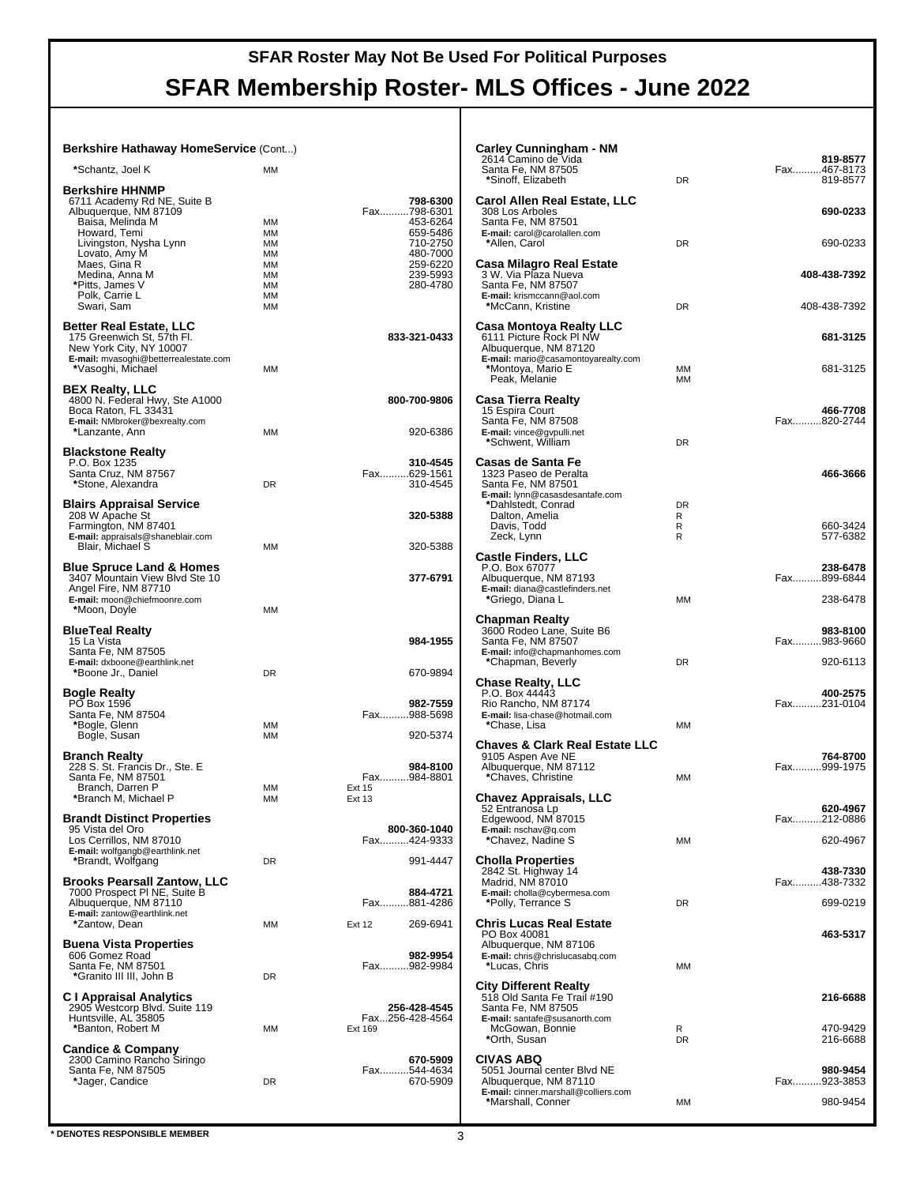**SFAR Roster May Not Be Used For Political Purposes**

# SFAR Membership Roster- MLS Offices - June 2022

### Berkshire Hathaway HomeService (Cont...)

*Schantz, Joel K — MM

### Berkshire HHNMP
6711 Academy Rd NE, Suite B
Albuquerque, NM 87109
**798-6300**
Fax..........798-6301

| Name | Type | Ext | Phone |
|---|---|---|---|
| Baisa, Melinda M | MM | | 453-6264 |
| Howard, Temi | MM | | 659-5486 |
| Livingston, Nysha Lynn | MM | | 710-2750 |
| Lovato, Amy M | MM | | 480-7000 |
| Maes, Gina R | MM | | 259-6220 |
| Medina, Anna M | MM | | 239-5993 |
| *Pitts, James V | MM | | 280-4780 |
| Polk, Carrie L | MM | | |
| Swari, Sam | MM | | |

### Better Real Estate, LLC
175 Greenwich St, 57th Fl.
New York City, NY 10007
E-mail: mvasoghi@betterrealestate.com
**833-321-0433**

*Vasoghi, Michael — MM

### BEX Realty, LLC
4800 N. Federal Hwy, Ste A1000
Boca Raton, FL 33431
E-mail: NMbroker@bexrealty.com
**800-700-9806**

*Lanzante, Ann — MM — 920-6386

### Blackstone Realty
P.O. Box 1235
Santa Cruz, NM 87567
**310-4545**
Fax..........629-1561

*Stone, Alexandra — DR — 310-4545

### Blairs Appraisal Service
208 W Apache St
Farmington, NM 87401
E-mail: appraisals@shaneblair.com
**320-5388**

Blair, Michael S — MM — 320-5388

### Blue Spruce Land & Homes
3407 Mountain View Blvd Ste 10
Angel Fire, NM 87710
E-mail: moon@chiefmoonre.com
**377-6791**

*Moon, Doyle — MM

### BlueTeal Realty
15 La Vista
Santa Fe, NM 87505
E-mail: dxboone@earthlink.net
**984-1955**

*Boone Jr., Daniel — DR — 670-9894

### Bogle Realty
PO Box 1596
Santa Fe, NM 87504
**982-7559**
Fax..........988-5698

| Name | Type | Ext | Phone |
|---|---|---|---|
| *Bogle, Glenn | MM | | |
| Bogle, Susan | MM | | 920-5374 |

### Branch Realty
228 S. St. Francis Dr., Ste. E
Santa Fe, NM 87501
**984-8100**
Fax..........984-8801

| Name | Type | Ext | Phone |
|---|---|---|---|
| Branch, Darren P | MM | Ext 15 | |
| *Branch M, Michael P | MM | Ext 13 | |

### Brandt Distinct Properties
95 Vista del Oro
Los Cerrillos, NM 87010
E-mail: wolfgangb@earthlink.net
**800-360-1040**
Fax..........424-9333

*Brandt, Wolfgang — DR — 991-4447

### Brooks Pearsall Zantow, LLC
7000 Prospect Pl NE, Suite B
Albuquerque, NM 87110
E-mail: zantow@earthlink.net
**884-4721**
Fax..........881-4286

*Zantow, Dean — MM — Ext 12 — 269-6941

### Buena Vista Properties
606 Gomez Road
Santa Fe, NM 87501
**982-9954**
Fax..........982-9984

*Granito III III, John B — DR

### C I Appraisal Analytics
2905 Westcorp Blvd. Suite 119
Huntsville, AL 35805
**256-428-4545**
Fax...256-428-4564

*Banton, Robert M — MM — Ext 169

### Candice & Company
2300 Camino Rancho Siringo
Santa Fe, NM 87505
**670-5909**
Fax..........544-4634

*Jager, Candice — DR — 670-5909

### Carley Cunningham - NM
2614 Camino de Vida
Santa Fe, NM 87505
**819-8577**
Fax..........467-8173

*Sinoff, Elizabeth — DR — 819-8577

### Carol Allen Real Estate, LLC
308 Los Arboles
Santa Fe, NM 87501
E-mail: carol@carolallen.com
**690-0233**

*Allen, Carol — DR — 690-0233

### Casa Milagro Real Estate
3 W. Via Plaza Nueva
Santa Fe, NM 87507
E-mail: krismccann@aol.com
**408-438-7392**

*McCann, Kristine — DR — 408-438-7392

### Casa Montoya Realty LLC
6111 Picture Rock Pl NW
Albuquerque, NM 87120
E-mail: mario@casamontoyarealty.com
**681-3125**

| Name | Type | Ext | Phone |
|---|---|---|---|
| *Montoya, Mario E | MM | | 681-3125 |
| Peak, Melanie | MM | | |

### Casa Tierra Realty
15 Espira Court
Santa Fe, NM 87508
E-mail: vince@gvpulli.net
**466-7708**
Fax..........820-2744

*Schwent, William — DR

### Casas de Santa Fe
1323 Paseo de Peralta
Santa Fe, NM 87501
E-mail: lynn@casasdesantafe.com
**466-3666**

| Name | Type | Ext | Phone |
|---|---|---|---|
| *Dahlstedt, Conrad | DR | | |
| Dalton, Amelia | R | | |
| Davis, Todd | R | | 660-3424 |
| Zeck, Lynn | R | | 577-6382 |

### Castle Finders, LLC
P.O. Box 67077
Albuquerque, NM 87193
E-mail: diana@castlefinders.net
**238-6478**
Fax..........899-6844

*Griego, Diana L — MM — 238-6478

### Chapman Realty
3600 Rodeo Lane, Suite B6
Santa Fe, NM 87507
E-mail: info@chapmanhomes.com
**983-8100**
Fax..........983-9660

*Chapman, Beverly — DR — 920-6113

### Chase Realty, LLC
P.O. Box 44443
Rio Rancho, NM 87174
E-mail: lisa-chase@hotmail.com
**400-2575**
Fax..........231-0104

*Chase, Lisa — MM

### Chaves & Clark Real Estate LLC
9105 Aspen Ave NE
Albuquerque, NM 87112
**764-8700**
Fax..........999-1975

*Chaves, Christine — MM

### Chavez Appraisals, LLC
52 Entranosa Lp
Edgewood, NM 87015
E-mail: nschav@q.com
**620-4967**
Fax..........212-0886

*Chavez, Nadine S — MM — 620-4967

### Cholla Properties
2842 St. Highway 14
Madrid, NM 87010
E-mail: cholla@cybermesa.com
**438-7330**
Fax..........438-7332

*Polly, Terrance S — DR — 699-0219

### Chris Lucas Real Estate
PO Box 40081
Albuquerque, NM 87106
E-mail: chris@chrislucasabq.com
**463-5317**

*Lucas, Chris — MM

### City Different Realty
518 Old Santa Fe Trail #190
Santa Fe, NM 87505
E-mail: santafe@susanorth.com
**216-6688**

| Name | Type | Ext | Phone |
|---|---|---|---|
| McGowan, Bonnie | R | | 470-9429 |
| *Orth, Susan | DR | | 216-6688 |

### CIVAS ABQ
5051 Journal center Blvd NE
Albuquerque, NM 87110
E-mail: cinner.marshall@colliers.com
**980-9454**
Fax..........923-3853

*Marshall, Conner — MM — 980-9454

**\* DENOTES RESPONSIBLE MEMBER**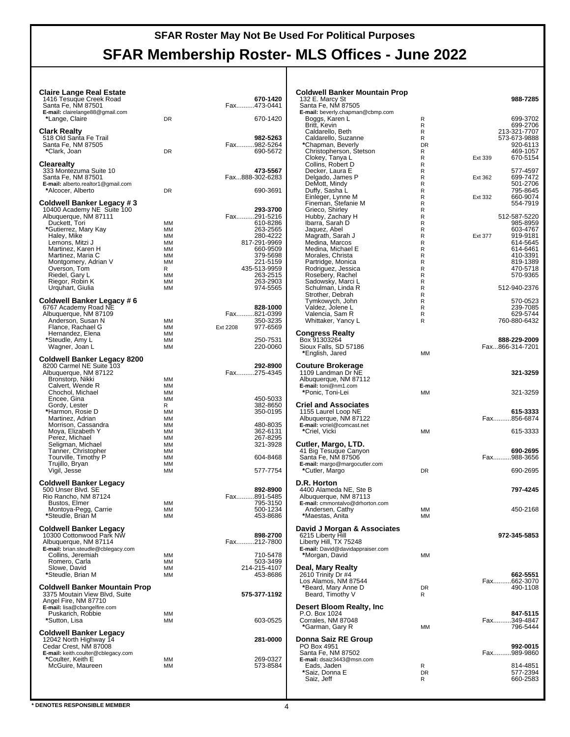# SFAR Roster May Not Be Used For Political Purposes

# SFAR Membership Roster- MLS Offices - June 2022

**Claire Lange Real Estate**
1416 Tesuque Creek Road — **670-1420**
Santa Fe, NM 87501 — Fax..........473-0441
E-mail: clairelange88@gmail.com

| Name | Type | Ext | Phone |
|---|---|---|---|
| *Lange, Claire | DR | | 670-1420 |

**Clark Realty**
518 Old Santa Fe Trail — **982-5263**
Santa Fe, NM 87505 — Fax..........982-5264

| Name | Type | Ext | Phone |
|---|---|---|---|
| *Clark, Joan | DR | | 690-5672 |

**Clearealty**
333 Montezuma Suite 10 — **473-5567**
Santa Fe, NM 87501 — Fax...888-302-6283
E-mail: alberto.realtor1@gmail.com

| Name | Type | Ext | Phone |
|---|---|---|---|
| *Alcocer, Alberto | DR | | 690-3691 |

**Coldwell Banker Legacy # 3**
10400 Academy NE Suite 100 — **293-3700**
Albuquerque, NM 87111 — Fax..........291-5216

| Name | Type | Ext | Phone |
|---|---|---|---|
| Duckett, Tori | MM | | 610-8286 |
| *Gutierrez, Mary Kay | MM | | 263-2565 |
| Haley, Mike | MM | | 280-4222 |
| Lemons, Mitzi J | MM | | 817-291-9969 |
| Martinez, Karen H | MM | | 660-9509 |
| Martinez, Maria C | MM | | 379-5698 |
| Montgomery, Adrian V | MM | | 221-5159 |
| Overson, Tom | R | | 435-513-9959 |
| Riedel, Gary L | MM | | 263-2515 |
| Riegor, Robin K | MM | | 263-2903 |
| Urquhart, Giulia | MM | | 974-5565 |

**Coldwell Banker Legacy # 6**
6767 Academy Road NE — **828-1000**
Albuquerque, NM 87109 — Fax..........821-0399

| Name | Type | Ext | Phone |
|---|---|---|---|
| Anderson, Susan N | MM | | 350-3235 |
| Flance, Rachael G | MM | Ext 2208 | 977-6569 |
| Hernandez, Elena | MM | | |
| *Steudle, Amy L | MM | | 250-7531 |
| Wagner, Joan L | MM | | 220-0060 |

**Coldwell Banker Legacy 8200**
8200 Carmel NE Suite 103 — **292-8900**
Albuquerque, NM 87122 — Fax..........275-4345

| Name | Type | Ext | Phone |
|---|---|---|---|
| Bronstorp, Nikki | MM | | |
| Calvert, Wende R | MM | | |
| Chochol, Michael | MM | | |
| Encee, Gina | MM | | 450-5033 |
| Gordy, Lester | R | | 382-8650 |
| *Harmon, Rosie D | MM | | 350-0195 |
| Martinez, Adrian | MM | | |
| Morrison, Cassandra | MM | | 480-8035 |
| Moya, Elizabeth Y | MM | | 362-6131 |
| Perez, Michael | MM | | 267-8295 |
| Seligman, Michael | MM | | 321-3928 |
| Tanner, Christopher | MM | | |
| Tourville, Timothy P | MM | | 604-8468 |
| Trujillo, Bryan | MM | | |
| Vigil, Jesse | MM | | 577-7754 |

**Coldwell Banker Legacy**
500 Unser Blvd. SE — **892-8900**
Rio Rancho, NM 87124 — Fax..........891-5485

| Name | Type | Ext | Phone |
|---|---|---|---|
| Bustos, Elmer | MM | | 795-3150 |
| Montoya-Pegg, Carrie | MM | | 500-1234 |
| *Steudle, Brian M | MM | | 453-8686 |

**Coldwell Banker Legacy**
10300 Cottonwood Park NW — **898-2700**
Albuquerque, NM 87114 — Fax..........212-7800
E-mail: brian.steudle@cblegacy.com

| Name | Type | Ext | Phone |
|---|---|---|---|
| Collins, Jeremiah | MM | | 710-5478 |
| Romero, Carla | MM | | 503-3499 |
| Slowe, David | MM | | 214-215-4107 |
| *Steudle, Brian M | MM | | 453-8686 |

**Coldwell Banker Mountain Prop**
3375 Moutain View Blvd, Suite — **575-377-1192**
Angel Fire, NM 87710
E-mail: lisa@cbangelfire.com

| Name | Type | Ext | Phone |
|---|---|---|---|
| Puskarich, Robbie | MM | | |
| *Sutton, Lisa | MM | | 603-0525 |

**Coldwell Banker Legacy**
12042 North Highway 14 — **281-0000**
Cedar Crest, NM 87008
E-mail: keith.coulter@cblegacy.com

| Name | Type | Ext | Phone |
|---|---|---|---|
| *Coulter, Keith E | MM | | 269-0327 |
| McGuire, Maureen | MM | | 573-8584 |

**Coldwell Banker Mountain Prop**
132 E. Marcy St — **988-7285**
Santa Fe, NM 87505
E-mail: beverly.chapman@cbmp.com

| Name | Type | Ext | Phone |
|---|---|---|---|
| Boggs, Karen L | R | | 699-3702 |
| Britt, Kevin | R | | 699-2706 |
| Caldarello, Beth | R | | 213-321-7707 |
| Caldarello, Suzanne | R | | 573-673-9888 |
| *Chapman, Beverly | DR | | 920-6113 |
| Christopherson, Stetson | R | | 469-1057 |
| Clokey, Tanya L | R | Ext 339 | 670-5154 |
| Collins, Robert D | R | | |
| Decker, Laura E | R | | 577-4597 |
| Delgado, James P | R | Ext 362 | 699-7472 |
| DeMott, Mindy | R | | 501-2706 |
| Duffy, Sasha L | R | | 795-8645 |
| Einleger, Lynne M | R | Ext 332 | 660-9074 |
| Fineman, Stefanie M | R | | 554-7919 |
| Grieco, Shirley | R | | |
| Hubby, Zachary H | R | | 512-587-5220 |
| Ibarra, Sarah D | R | | 985-8959 |
| Jaquez, Abel | R | | 603-4767 |
| Magrath, Sarah J | R | Ext 377 | 919-9181 |
| Medina, Marcos | R | | 614-5645 |
| Medina, Michael E | R | | 614-6461 |
| Morales, Christa | R | | 410-3391 |
| Partridge, Monica | R | | 819-1389 |
| Rodriguez, Jessica | R | | 470-5718 |
| Rosebery, Rachel | R | | 570-9365 |
| Sadowsky, Marci L | R | | |
| Schulman, Linda R | R | | 512-940-2376 |
| Strother, Debrah | R | | |
| Tymkowych, John | R | | 570-0523 |
| Valdez, Jolene L | R | | 239-7085 |
| Valencia, Sam R | R | | 629-5744 |
| Whittaker, Yancy L | R | | 760-880-6432 |

**Congress Realty**
Box 91303264 — **888-229-2009**
Sioux Falls, SD 57186 — Fax...866-314-7201

| Name | Type | Ext | Phone |
|---|---|---|---|
| *English, Jared | MM | | |

**Couture Brokerage**
1109 Landman Dr NE — **321-3259**
Albuquerque, NM 87112
E-mail: toni@nm1.com

| Name | Type | Ext | Phone |
|---|---|---|---|
| *Ponic, Toni-Lei | MM | | 321-3259 |

**Criel and Associates**
1155 Laurel Loop NE — **615-3333**
Albuquerque, NM 87122 — Fax..........856-6874
E-mail: vcriel@comcast.net

| Name | Type | Ext | Phone |
|---|---|---|---|
| *Criel, Vicki | MM | | 615-3333 |

**Cutler, Margo, LTD.**
41 Big Tesuque Canyon — **690-2695**
Santa Fe, NM 87506 — Fax..........988-3656
E-mail: margo@margocutler.com

| Name | Type | Ext | Phone |
|---|---|---|---|
| *Cutler, Margo | DR | | 690-2695 |

**D.R. Horton**
4400 Alameda NE, Ste B — **797-4245**
Albuquerque, NM 87113
E-mail: cmmontalvo@drhorton.com

| Name | Type | Ext | Phone |
|---|---|---|---|
| Andersen, Cathy | MM | | 450-2168 |
| *Maestas, Anita | MM | | |

**David J Morgan & Associates**
6215 Liberty Hill — **972-345-5853**
Liberty Hill, TX 75248
E-mail: David@davidappraiser.com

| Name | Type | Ext | Phone |
|---|---|---|---|
| *Morgan, David | MM | | |

**Deal, Mary Realty**
2610 Trinity Dr #4 — **662-5551**
Los Alamos, NM 87544 — Fax..........662-3070

| Name | Type | Ext | Phone |
|---|---|---|---|
| *Beard, Mary Anne D | DR | | 490-1108 |
| Beard, Timothy V | R | | |

**Desert Bloom Realty, Inc**
P.O. Box 1024 — **847-5115**
Corrales, NM 87048 — Fax..........349-4847

| Name | Type | Ext | Phone |
|---|---|---|---|
| *Garman, Gary R | MM | | 796-5444 |

**Donna Saiz RE Group**
PO Box 4951 — **992-0015**
Santa Fe, NM 87502 — Fax..........989-9860
E-mail: dsaiz3443@msn.com

| Name | Type | Ext | Phone |
|---|---|---|---|
| Eads, Jaden | R | | 814-4851 |
| *Saiz, Donna E | DR | | 577-2394 |
| Saiz, Jeff | R | | 660-2583 |

\* DENOTES RESPONSIBLE MEMBER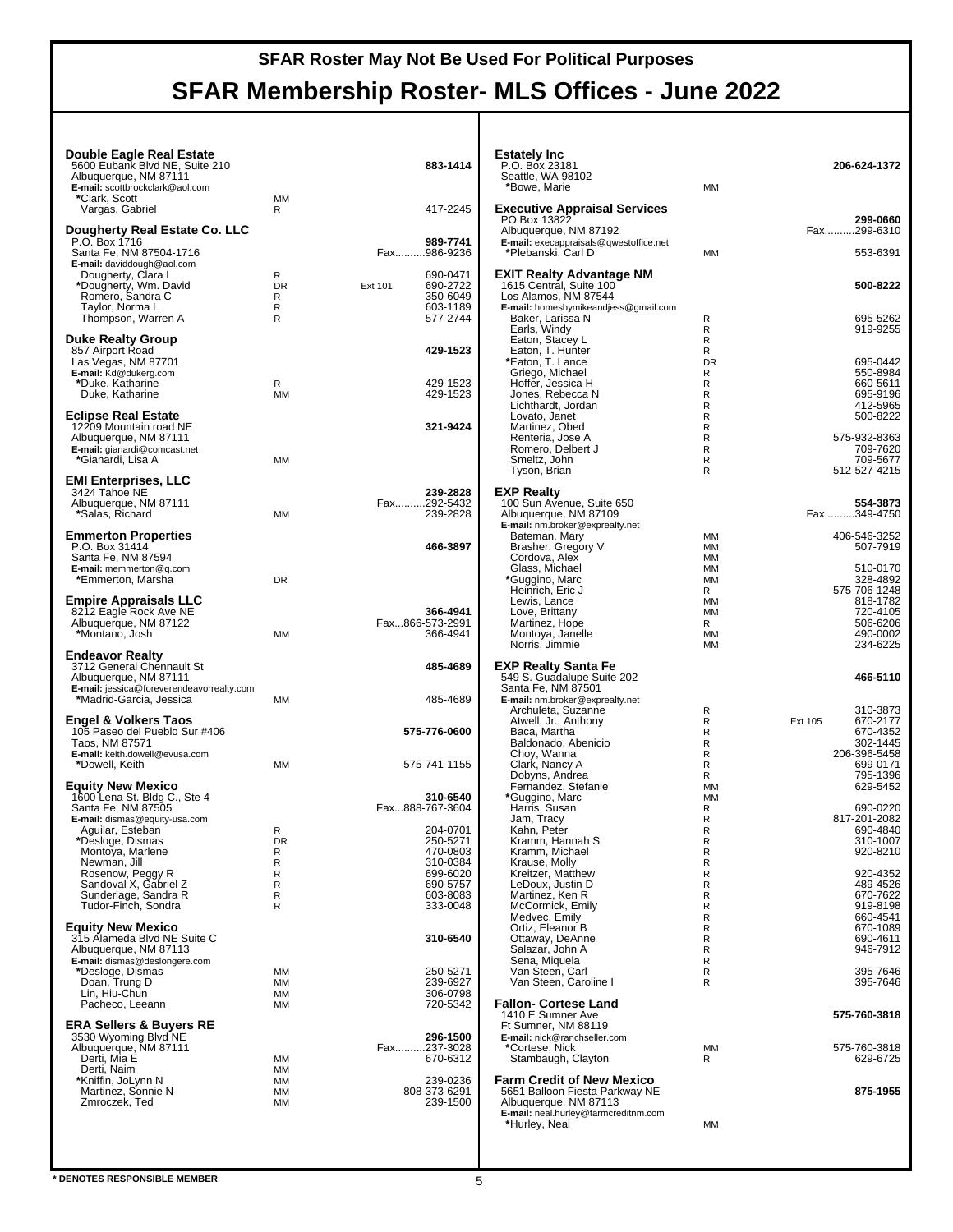# SFAR Roster May Not Be Used For Political Purposes

# SFAR Membership Roster- MLS Offices - June 2022

### Double Eagle Real Estate
5600 Eubank Blvd NE, Suite 210 — **883-1414**
Albuquerque, NM 87111
**E-mail:** scottbrockclark@aol.com

| Name | Type | Ext | Phone |
|---|---|---|---|
| *Clark, Scott | MM | | |
| Vargas, Gabriel | R | | 417-2245 |

### Dougherty Real Estate Co. LLC
P.O. Box 1716 — **989-7741**
Santa Fe, NM 87504-1716 — Fax..........986-9236
**E-mail:** daviddough@aol.com

| Name | Type | Ext | Phone |
|---|---|---|---|
| Dougherty, Clara L | R | | 690-0471 |
| *Dougherty, Wm. David | DR | Ext 101 | 690-2722 |
| Romero, Sandra C | R | | 350-6049 |
| Taylor, Norma L | R | | 603-1189 |
| Thompson, Warren A | R | | 577-2744 |

### Duke Realty Group
857 Airport Road — **429-1523**
Las Vegas, NM 87701
**E-mail:** Kd@dukerg.com

| Name | Type | Ext | Phone |
|---|---|---|---|
| *Duke, Katharine | R | | 429-1523 |
| Duke, Katharine | MM | | 429-1523 |

### Eclipse Real Estate
12209 Mountain road NE — **321-9424**
Albuquerque, NM 87111
**E-mail:** gianardi@comcast.net

| Name | Type | Ext | Phone |
|---|---|---|---|
| *Gianardi, Lisa A | MM | | |

### EMI Enterprises, LLC
3424 Tahoe NE — **239-2828**
Albuquerque, NM 87111 — Fax..........292-5432

| Name | Type | Ext | Phone |
|---|---|---|---|
| *Salas, Richard | MM | | 239-2828 |

### Emmerton Properties
P.O. Box 31414 — **466-3897**
Santa Fe, NM 87594
**E-mail:** memmerton@q.com

| Name | Type | Ext | Phone |
|---|---|---|---|
| *Emmerton, Marsha | DR | | |

### Empire Appraisals LLC
8212 Eagle Rock Ave NE — **366-4941**
Albuquerque, NM 87122 — Fax...866-573-2991

| Name | Type | Ext | Phone |
|---|---|---|---|
| *Montano, Josh | MM | | 366-4941 |

### Endeavor Realty
3712 General Chennault St — **485-4689**
Albuquerque, NM 87111
**E-mail:** jessica@foreverendeavorrealty.com

| Name | Type | Ext | Phone |
|---|---|---|---|
| *Madrid-Garcia, Jessica | MM | | 485-4689 |

### Engel & Volkers Taos
105 Paseo del Pueblo Sur #406 — **575-776-0600**
Taos, NM 87571
**E-mail:** keith.dowell@evusa.com

| Name | Type | Ext | Phone |
|---|---|---|---|
| *Dowell, Keith | MM | | 575-741-1155 |

### Equity New Mexico
1600 Lena St. Bldg C., Ste 4 — **310-6540**
Santa Fe, NM 87505 — Fax...888-767-3604
**E-mail:** dismas@equity-usa.com

| Name | Type | Ext | Phone |
|---|---|---|---|
| Aguilar, Esteban | R | | 204-0701 |
| *Desloge, Dismas | DR | | 250-5271 |
| Montoya, Marlene | R | | 470-0803 |
| Newman, Jill | R | | 310-0384 |
| Rosenow, Peggy R | R | | 699-6020 |
| Sandoval X, Gabriel Z | R | | 690-5757 |
| Sunderlage, Sandra R | R | | 603-8083 |
| Tudor-Finch, Sondra | R | | 333-0048 |

### Equity New Mexico
315 Alameda Blvd NE Suite C — **310-6540**
Albuquerque, NM 87113
**E-mail:** dismas@deslongere.com

| Name | Type | Ext | Phone |
|---|---|---|---|
| *Desloge, Dismas | MM | | 250-5271 |
| Doan, Trung D | MM | | 239-6927 |
| Lin, Hiu-Chun | MM | | 306-0798 |
| Pacheco, Leeann | MM | | 720-5342 |

### ERA Sellers & Buyers RE
3530 Wyoming Blvd NE — **296-1500**
Albuquerque, NM 87111 — Fax..........237-3028

| Name | Type | Ext | Phone |
|---|---|---|---|
| Derti, Mia E | MM | | 670-6312 |
| Derti, Naim | MM | | |
| *Kniffin, JoLynn N | MM | | 239-0236 |
| Martinez, Sonnie N | MM | | 808-373-6291 |
| Zmroczek, Ted | MM | | 239-1500 |

### Estately Inc
P.O. Box 23181 — **206-624-1372**
Seattle, WA 98102

| Name | Type | Ext | Phone |
|---|---|---|---|
| *Bowe, Marie | MM | | |

### Executive Appraisal Services
PO Box 13822 — **299-0660**
Albuquerque, NM 87192 — Fax..........299-6310
**E-mail:** execappraisals@qwestoffice.net

| Name | Type | Ext | Phone |
|---|---|---|---|
| *Plebanski, Carl D | MM | | 553-6391 |

### EXIT Realty Advantage NM
1615 Central, Suite 100 — **500-8222**
Los Alamos, NM 87544
**E-mail:** homesbymikeandjess@gmail.com

| Name | Type | Ext | Phone |
|---|---|---|---|
| Baker, Larissa N | R | | 695-5262 |
| Earls, Windy | R | | 919-9255 |
| Eaton, Stacey L | R | | |
| Eaton, T. Hunter | R | | |
| *Eaton, T. Lance | DR | | 695-0442 |
| Griego, Michael | R | | 550-8984 |
| Hoffer, Jessica H | R | | 660-5611 |
| Jones, Rebecca N | R | | 695-9196 |
| Lichthardt, Jordan | R | | 412-5965 |
| Lovato, Janet | R | | 500-8222 |
| Martinez, Obed | R | | |
| Renteria, Jose A | R | | 575-932-8363 |
| Romero, Delbert J | R | | 709-7620 |
| Smeltz, John | R | | 709-5677 |
| Tyson, Brian | R | | 512-527-4215 |

### EXP Realty
100 Sun Avenue, Suite 650 — **554-3873**
Albuquerque, NM 87109 — Fax..........349-4750
**E-mail:** nm.broker@exprealty.net

| Name | Type | Ext | Phone |
|---|---|---|---|
| Bateman, Mary | MM | | 406-546-3252 |
| Brasher, Gregory V | MM | | 507-7919 |
| Cordova, Alex | MM | | |
| Glass, Michael | MM | | 510-0170 |
| *Guggino, Marc | MM | | 328-4892 |
| Heinrich, Eric J | R | | 575-706-1248 |
| Lewis, Lance | MM | | 818-1782 |
| Love, Brittany | MM | | 720-4105 |
| Martinez, Hope | R | | 506-6206 |
| Montoya, Janelle | MM | | 490-0002 |
| Norris, Jimmie | MM | | 234-6225 |

### EXP Realty Santa Fe
549 S. Guadalupe Suite 202 — **466-5110**
Santa Fe, NM 87501
**E-mail:** nm.broker@exprealty.net

| Name | Type | Ext | Phone |
|---|---|---|---|
| Archuleta, Suzanne | R | | 310-3873 |
| Atwell, Jr., Anthony | R | Ext 105 | 670-2177 |
| Baca, Martha | R | | 670-4352 |
| Baldonado, Abenicio | R | | 302-1445 |
| Choy, Wanna | R | | 206-396-5458 |
| Clark, Nancy A | R | | 699-0171 |
| Dobyns, Andrea | R | | 795-1396 |
| Fernandez, Stefanie | MM | | 629-5452 |
| *Guggino, Marc | MM | | |
| Harris, Susan | R | | 690-0220 |
| Jam, Tracy | R | | 817-201-2082 |
| Kahn, Peter | R | | 690-4840 |
| Kramm, Hannah S | R | | 310-1007 |
| Kramm, Michael | R | | 920-8210 |
| Krause, Molly | R | | |
| Kreitzer, Matthew | R | | 920-4352 |
| LeDoux, Justin D | R | | 489-4526 |
| Martinez, Ken R | R | | 670-7622 |
| McCormick, Emily | R | | 919-8198 |
| Medvec, Emily | R | | 660-4541 |
| Ortiz, Eleanor B | R | | 670-1089 |
| Ottaway, DeAnne | R | | 690-4611 |
| Salazar, John A | R | | 946-7912 |
| Sena, Miquela | R | | |
| Van Steen, Carl | R | | 395-7646 |
| Van Steen, Caroline I | R | | 395-7646 |

### Fallon- Cortese Land
1410 E Sumner Ave — **575-760-3818**
Ft Sumner, NM 88119
**E-mail:** nick@ranchseller.com

| Name | Type | Ext | Phone |
|---|---|---|---|
| *Cortese, Nick | MM | | 575-760-3818 |
| Stambaugh, Clayton | R | | 629-6725 |

### Farm Credit of New Mexico
5651 Balloon Fiesta Parkway NE — **875-1955**
Albuquerque, NM 87113
**E-mail:** neal.hurley@farmcreditnm.com

| Name | Type | Ext | Phone |
|---|---|---|---|
| *Hurley, Neal | MM | | |

**\* DENOTES RESPONSIBLE MEMBER**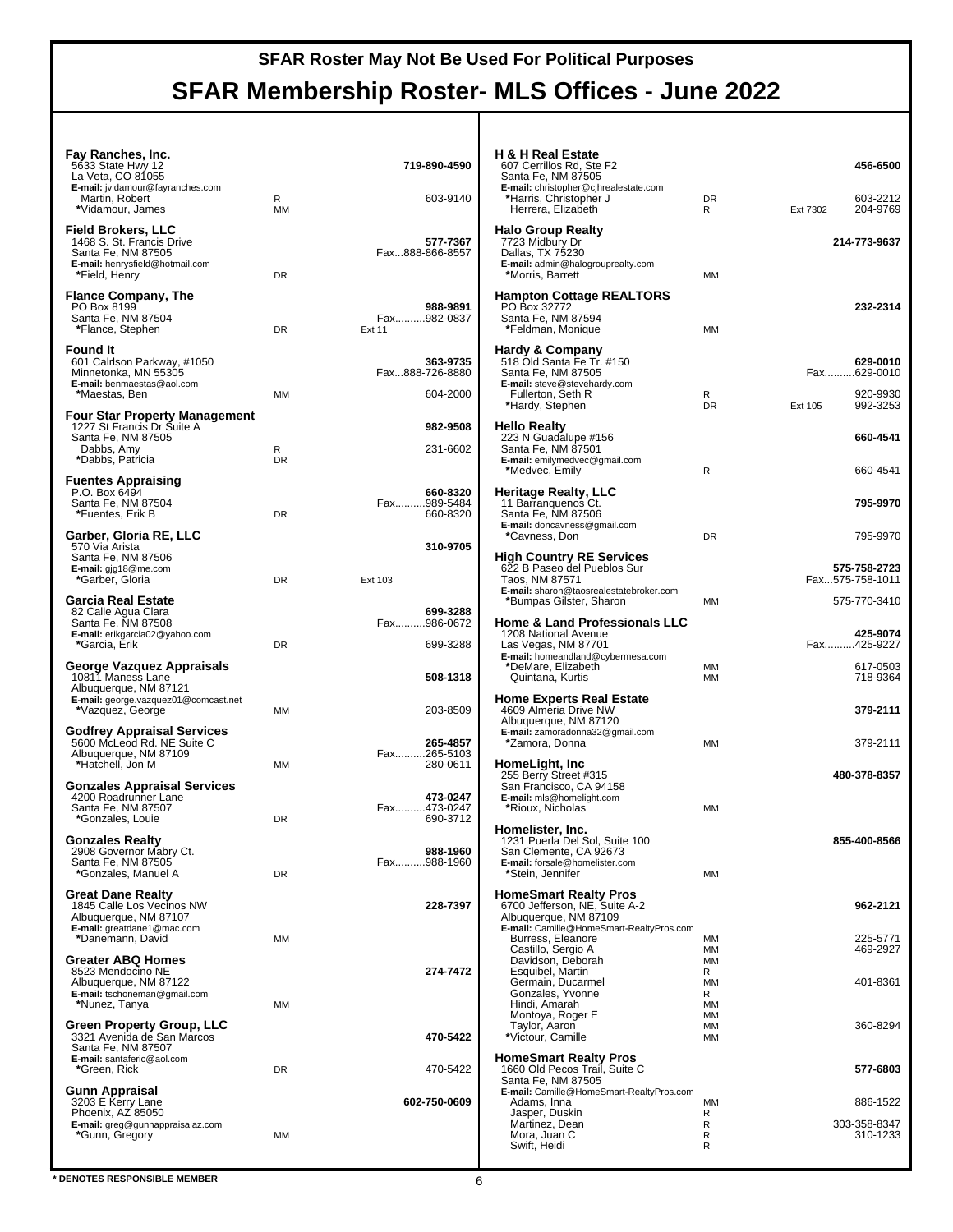# SFAR Roster May Not Be Used For Political Purposes

# SFAR Membership Roster- MLS Offices - June 2022

**Fay Ranches, Inc.** — **719-890-4590**
5633 State Hwy 12
La Veta, CO 81055
**E-mail:** jvidamour@fayranches.com

| Name | Type | Ext | Phone |
|---|---|---|---|
| Martin, Robert | R | | 603-9140 |
| *Vidamour, James | MM | | |

**Field Brokers, LLC** — **577-7367**
1468 S. St. Francis Drive
Santa Fe, NM 87505
Fax...888-866-8557
**E-mail:** henrysfield@hotmail.com

| Name | Type | Ext | Phone |
|---|---|---|---|
| *Field, Henry | DR | | |

**Flance Company, The** — **988-9891**
PO Box 8199
Santa Fe, NM 87504
Fax..........982-0837

| Name | Type | Ext | Phone |
|---|---|---|---|
| *Flance, Stephen | DR | Ext 11 | |

**Found It** — **363-9735**
601 Calrlson Parkway, #1050
Minnetonka, MN 55305
Fax...888-726-8880
**E-mail:** benmaestas@aol.com

| Name | Type | Ext | Phone |
|---|---|---|---|
| *Maestas, Ben | MM | | 604-2000 |

**Four Star Property Management** — **982-9508**
1227 St Francis Dr Suite A
Santa Fe, NM 87505

| Name | Type | Ext | Phone |
|---|---|---|---|
| Dabbs, Amy | R | | 231-6602 |
| *Dabbs, Patricia | DR | | |

**Fuentes Appraising** — **660-8320**
P.O. Box 6494
Santa Fe, NM 87504
Fax..........989-5484

| Name | Type | Ext | Phone |
|---|---|---|---|
| *Fuentes, Erik B | DR | | 660-8320 |

**Garber, Gloria RE, LLC** — **310-9705**
570 Via Arista
Santa Fe, NM 87506
**E-mail:** gjg18@me.com

| Name | Type | Ext | Phone |
|---|---|---|---|
| *Garber, Gloria | DR | Ext 103 | |

**Garcia Real Estate** — **699-3288**
82 Calle Agua Clara
Santa Fe, NM 87508
Fax..........986-0672
**E-mail:** erikgarcia02@yahoo.com

| Name | Type | Ext | Phone |
|---|---|---|---|
| *Garcia, Erik | DR | | 699-3288 |

**George Vazquez Appraisals** — **508-1318**
10811 Maness Lane
Albuquerque, NM 87121
**E-mail:** george.vazquez01@comcast.net

| Name | Type | Ext | Phone |
|---|---|---|---|
| *Vazquez, George | MM | | 203-8509 |

**Godfrey Appraisal Services** — **265-4857**
5600 McLeod Rd. NE Suite C
Albuquerque, NM 87109
Fax..........265-5103

| Name | Type | Ext | Phone |
|---|---|---|---|
| *Hatchell, Jon M | MM | | 280-0611 |

**Gonzales Appraisal Services** — **473-0247**
4200 Roadrunner Lane
Santa Fe, NM 87507
Fax..........473-0247

| Name | Type | Ext | Phone |
|---|---|---|---|
| *Gonzales, Louie | DR | | 690-3712 |

**Gonzales Realty** — **988-1960**
2908 Governor Mabry Ct.
Santa Fe, NM 87505
Fax..........988-1960

| Name | Type | Ext | Phone |
|---|---|---|---|
| *Gonzales, Manuel A | DR | | |

**Great Dane Realty** — **228-7397**
1845 Calle Los Vecinos NW
Albuquerque, NM 87107
**E-mail:** greatdane1@mac.com

| Name | Type | Ext | Phone |
|---|---|---|---|
| *Danemann, David | MM | | |

**Greater ABQ Homes** — **274-7472**
8523 Mendocino NE
Albuquerque, NM 87122
**E-mail:** tschoneman@gmail.com

| Name | Type | Ext | Phone |
|---|---|---|---|
| *Nunez, Tanya | MM | | |

**Green Property Group, LLC** — **470-5422**
3321 Avenida de San Marcos
Santa Fe, NM 87507
**E-mail:** santaferic@aol.com

| Name | Type | Ext | Phone |
|---|---|---|---|
| *Green, Rick | DR | | 470-5422 |

**Gunn Appraisal** — **602-750-0609**
3203 E Kerry Lane
Phoenix, AZ 85050
**E-mail:** greg@gunnappraisalaz.com

| Name | Type | Ext | Phone |
|---|---|---|---|
| *Gunn, Gregory | MM | | |

**H & H Real Estate** — **456-6500**
607 Cerrillos Rd, Ste F2
Santa Fe, NM 87505
**E-mail:** christopher@cjhrealestate.com

| Name | Type | Ext | Phone |
|---|---|---|---|
| *Harris, Christopher J | DR | | 603-2212 |
| Herrera, Elizabeth | R | Ext 7302 | 204-9769 |

**Halo Group Realty** — **214-773-9637**
7723 Midbury Dr
Dallas, TX 75230
**E-mail:** admin@halogrouprealty.com

| Name | Type | Ext | Phone |
|---|---|---|---|
| *Morris, Barrett | MM | | |

**Hampton Cottage REALTORS** — **232-2314**
PO Box 32772
Santa Fe, NM 87594

| Name | Type | Ext | Phone |
|---|---|---|---|
| *Feldman, Monique | MM | | |

**Hardy & Company** — **629-0010**
518 Old Santa Fe Tr. #150
Santa Fe, NM 87505
Fax..........629-0010
**E-mail:** steve@stevehardy.com

| Name | Type | Ext | Phone |
|---|---|---|---|
| Fullerton, Seth R | R | | 920-9930 |
| *Hardy, Stephen | DR | Ext 105 | 992-3253 |

**Hello Realty** — **660-4541**
223 N Guadalupe #156
Santa Fe, NM 87501
**E-mail:** emilymedvec@gmail.com

| Name | Type | Ext | Phone |
|---|---|---|---|
| *Medvec, Emily | R | | 660-4541 |

**Heritage Realty, LLC** — **795-9970**
11 Barranquenos Ct.
Santa Fe, NM 87506
**E-mail:** doncavness@gmail.com

| Name | Type | Ext | Phone |
|---|---|---|---|
| *Cavness, Don | DR | | 795-9970 |

**High Country RE Services** — **575-758-2723**
622 B Paseo del Pueblos Sur
Taos, NM 87571
Fax...575-758-1011
**E-mail:** sharon@taosrealestatebroker.com

| Name | Type | Ext | Phone |
|---|---|---|---|
| *Bumpas Gilster, Sharon | MM | | 575-770-3410 |

**Home & Land Professionals LLC** — **425-9074**
1208 National Avenue
Las Vegas, NM 87701
Fax..........425-9227
**E-mail:** homeandland@cybermesa.com

| Name | Type | Ext | Phone |
|---|---|---|---|
| *DeMare, Elizabeth | MM | | 617-0503 |
| Quintana, Kurtis | MM | | 718-9364 |

**Home Experts Real Estate** — **379-2111**
4609 Almeria Drive NW
Albuquerque, NM 87120
**E-mail:** zamoradonna32@gmail.com

| Name | Type | Ext | Phone |
|---|---|---|---|
| *Zamora, Donna | MM | | 379-2111 |

**HomeLight, Inc** — **480-378-8357**
255 Berry Street #315
San Francisco, CA 94158
**E-mail:** mls@homelight.com

| Name | Type | Ext | Phone |
|---|---|---|---|
| *Rioux, Nicholas | MM | | |

**Homelister, Inc.** — **855-400-8566**
1231 Puerla Del Sol, Suite 100
San Clemente, CA 92673
**E-mail:** forsale@homelister.com

| Name | Type | Ext | Phone |
|---|---|---|---|
| *Stein, Jennifer | MM | | |

**HomeSmart Realty Pros** — **962-2121**
6700 Jefferson, NE, Suite A-2
Albuquerque, NM 87109
**E-mail:** Camille@HomeSmart-RealtyPros.com

| Name | Type | Ext | Phone |
|---|---|---|---|
| Burress, Eleanore | MM | | 225-5771 |
| Castillo, Sergio A | MM | | 469-2927 |
| Davidson, Deborah | MM | | |
| Esquibel, Martin | R | | |
| Germain, Ducarmel | MM | | 401-8361 |
| Gonzales, Yvonne | R | | |
| Hindi, Amarah | MM | | |
| Montoya, Roger E | MM | | |
| Taylor, Aaron | MM | | 360-8294 |
| *Victour, Camille | MM | | |

**HomeSmart Realty Pros** — **577-6803**
1660 Old Pecos Trail, Suite C
Santa Fe, NM 87505
**E-mail:** Camille@HomeSmart-RealtyPros.com

| Name | Type | Ext | Phone |
|---|---|---|---|
| Adams, Inna | MM | | 886-1522 |
| Jasper, Duskin | R | | |
| Martinez, Dean | R | | 303-358-8347 |
| Mora, Juan C | R | | 310-1233 |
| Swift, Heidi | R | | |

**\* DENOTES RESPONSIBLE MEMBER**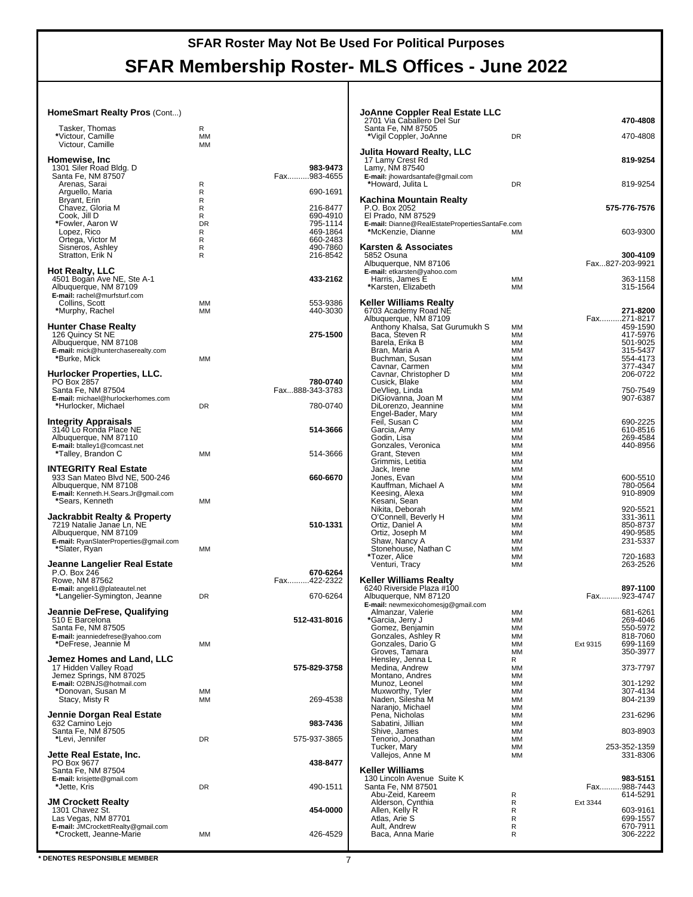# SFAR Roster May Not Be Used For Political Purposes

# SFAR Membership Roster- MLS Offices - June 2022

### HomeSmart Realty Pros (Cont...)

| Name | Type | Phone |
|---|---|---|
| Tasker, Thomas | R | |
| *Victour, Camille | MM | |
| Victour, Camille | MM | |

### Homewise, Inc

1301 Siler Road Bldg. D — **983-9473**
Santa Fe, NM 87507 — Fax..........983-4655

| Name | Type | Phone |
|---|---|---|
| Arenas, Sarai | R | |
| Arguello, Maria | R | 690-1691 |
| Bryant, Erin | R | |
| Chavez, Gloria M | R | 216-8477 |
| Cook, Jill D | R | 690-4910 |
| *Fowler, Aaron W | DR | 795-1114 |
| Lopez, Rico | R | 469-1864 |
| Ortega, Victor M | R | 660-2483 |
| Sisneros, Ashley | R | 490-7860 |
| Stratton, Erik N | R | 216-8542 |

### Hot Realty, LLC

4501 Bogan Ave NE, Ste A-1 — **433-2162**
Albuquerque, NM 87109
**E-mail:** rachel@murfsturf.com

| Name | Type | Phone |
|---|---|---|
| Collins, Scott | MM | 553-9386 |
| *Murphy, Rachel | MM | 440-3030 |

### Hunter Chase Realty

126 Quincy St NE — **275-1500**
Albuquerque, NM 87108
**E-mail:** mick@hunterchaserealty.com

| Name | Type | Phone |
|---|---|---|
| *Burke, Mick | MM | |

### Hurlocker Properties, LLC.

PO Box 2857 — **780-0740**
Santa Fe, NM 87504 — Fax...888-343-3783
**E-mail:** michael@hurlockerhomes.com

| Name | Type | Phone |
|---|---|---|
| *Hurlocker, Michael | DR | 780-0740 |

### Integrity Appraisals

3140 Lo Ronda Place NE — **514-3666**
Albuquerque, NM 87110
**E-mail:** btalley1@comcast.net

| Name | Type | Phone |
|---|---|---|
| *Talley, Brandon C | MM | 514-3666 |

### INTEGRITY Real Estate

933 San Mateo Blvd NE, 500-246 — **660-6670**
Albuquerque, NM 87108
**E-mail:** Kenneth.H.Sears.Jr@gmail.com

| Name | Type | Phone |
|---|---|---|
| *Sears, Kenneth | MM | |

### Jackrabbit Realty & Property

7219 Natalie Janae Ln, NE — **510-1331**
Albuquerque, NM 87109
**E-mail:** RyanSlaterProperties@gmail.com

| Name | Type | Phone |
|---|---|---|
| *Slater, Ryan | MM | |

### Jeanne Langelier Real Estate

P.O. Box 246 — **670-6264**
Rowe, NM 87562 — Fax..........422-2322
**E-mail:** angeli1@plateautel.net

| Name | Type | Phone |
|---|---|---|
| *Langelier-Symington, Jeanne | DR | 670-6264 |

### Jeannie DeFrese, Qualifying

510 E Barcelona — **512-431-8016**
Santa Fe, NM 87505
**E-mail:** jeanniedefrese@yahoo.com

| Name | Type | Phone |
|---|---|---|
| *DeFrese, Jeannie M | MM | |

### Jemez Homes and Land, LLC

17 Hidden Valley Road — **575-829-3758**
Jemez Springs, NM 87025
**E-mail:** O2BNJS@hotmail.com

| Name | Type | Phone |
|---|---|---|
| *Donovan, Susan M | MM | |
| Stacy, Misty R | MM | 269-4538 |

### Jennie Dorgan Real Estate

632 Camino Lejo — **983-7436**
Santa Fe, NM 87505

| Name | Type | Phone |
|---|---|---|
| *Levi, Jennifer | DR | 575-937-3865 |

### Jette Real Estate, Inc.

PO Box 9677 — **438-8477**
Santa Fe, NM 87504
**E-mail:** krisjette@gmail.com

| Name | Type | Phone |
|---|---|---|
| *Jette, Kris | DR | 490-1511 |

### JM Crockett Realty

1301 Chavez St. — **454-0000**
Las Vegas, NM 87701
**E-mail:** JMCrockettRealty@gmail.com

| Name | Type | Phone |
|---|---|---|
| *Crockett, Jeanne-Marie | MM | 426-4529 |

### JoAnne Coppler Real Estate LLC

2701 Via Caballero Del Sur — **470-4808**
Santa Fe, NM 87505

| Name | Type | Phone |
|---|---|---|
| *Vigil Coppler, JoAnne | DR | 470-4808 |

### Julita Howard Realty, LLC

17 Lamy Crest Rd — **819-9254**
Lamy, NM 87540
**E-mail:** jhowardsantafe@gmail.com

| Name | Type | Phone |
|---|---|---|
| *Howard, Julita L | DR | 819-9254 |

### Kachina Mountain Realty

P.O. Box 2052 — **575-776-7576**
El Prado, NM 87529
**E-mail:** Dianne@RealEstatePropertiesSantaFe.com

| Name | Type | Phone |
|---|---|---|
| *McKenzie, Dianne | MM | 603-9300 |

### Karsten & Associates

5852 Osuna — **300-4109**
Albuquerque, NM 87106 — Fax...827-203-9921
**E-mail:** etkarsten@yahoo.com

| Name | Type | Phone |
|---|---|---|
| Harris, James E | MM | 363-1158 |
| *Karsten, Elizabeth | MM | 315-1564 |

### Keller Williams Realty

6703 Academy Road NE — **271-8200**
Albuquerque, NM 87109 — Fax..........271-8217

| Name | Type | Phone |
|---|---|---|
| Anthony Khalsa, Sat Gurumukh S | MM | 459-1590 |
| Baca, Steven R | MM | 417-5976 |
| Barela, Erika B | MM | 501-9025 |
| Bran, Maria A | MM | 315-5437 |
| Buchman, Susan | MM | 554-4173 |
| Cavnar, Carmen | MM | 377-4347 |
| Cavnar, Christopher D | MM | 206-0722 |
| Cusick, Blake | MM | |
| DeVlieg, Linda | MM | 750-7549 |
| DiGiovanna, Joan M | MM | 907-6387 |
| DiLorenzo, Jeannine | MM | |
| Engel-Bader, Mary | MM | |
| Feil, Susan C | MM | 690-2225 |
| Garcia, Amy | MM | 610-8516 |
| Godin, Lisa | MM | 269-4584 |
| Gonzales, Veronica | MM | 440-8956 |
| Grant, Steven | MM | |
| Grimmis, Letitia | MM | |
| Jack, Irene | MM | |
| Jones, Evan | MM | 600-5510 |
| Kauffman, Michael A | MM | 780-0564 |
| Keesing, Alexa | MM | 910-8909 |
| Kesani, Sean | MM | |
| Nikita, Deborah | MM | 920-5521 |
| O'Connell, Beverly H | MM | 331-3611 |
| Ortiz, Daniel A | MM | 850-8737 |
| Ortiz, Joseph M | MM | 490-9585 |
| Shaw, Nancy A | MM | 231-5337 |
| Stonehouse, Nathan C | MM | |
| *Tozer, Alice | MM | 720-1683 |
| Venturi, Tracy | MM | 263-2526 |

### Keller Williams Realty

6240 Riverside Plaza #100 — **897-1100**
Albuquerque, NM 87120 — Fax..........923-4747
**E-mail:** newmexicohomesjg@gmail.com

| Name | Type | Phone |
|---|---|---|
| Almanzar, Valerie | MM | 681-6261 |
| *Garcia, Jerry J | MM | 269-4046 |
| Gomez, Benjamin | MM | 550-5972 |
| Gonzales, Ashley R | MM | 818-7060 |
| Gonzales, Dario G | MM | Ext 9315 699-1169 |
| Groves, Tamara | MM | 350-3977 |
| Hensley, Jenna L | R | |
| Medina, Andrew | MM | 373-7797 |
| Montano, Andres | MM | |
| Munoz, Leonel | MM | 301-1292 |
| Muxworthy, Tyler | MM | 307-4134 |
| Naden, Silesha M | MM | 804-2139 |
| Naranjo, Michael | MM | |
| Pena, Nicholas | MM | 231-6296 |
| Sabatini, Jillian | MM | |
| Shive, James | MM | 803-8903 |
| Tenorio, Jonathan | MM | |
| Tucker, Mary | MM | 253-352-1359 |
| Vallejos, Anne M | MM | 331-8306 |

### Keller Williams

130 Lincoln Avenue Suite K — **983-5151**
Santa Fe, NM 87501 — Fax..........988-7443

| Name | Type | Phone |
|---|---|---|
| Abu-Zeid, Kareem | R | 614-5291 |
| Alderson, Cynthia | R | Ext 3344 |
| Allen, Kelly R | R | 603-9161 |
| Atlas, Arie S | R | 699-1557 |
| Ault, Andrew | R | 670-7911 |
| Baca, Anna Marie | R | 306-2222 |

**\* DENOTES RESPONSIBLE MEMBER**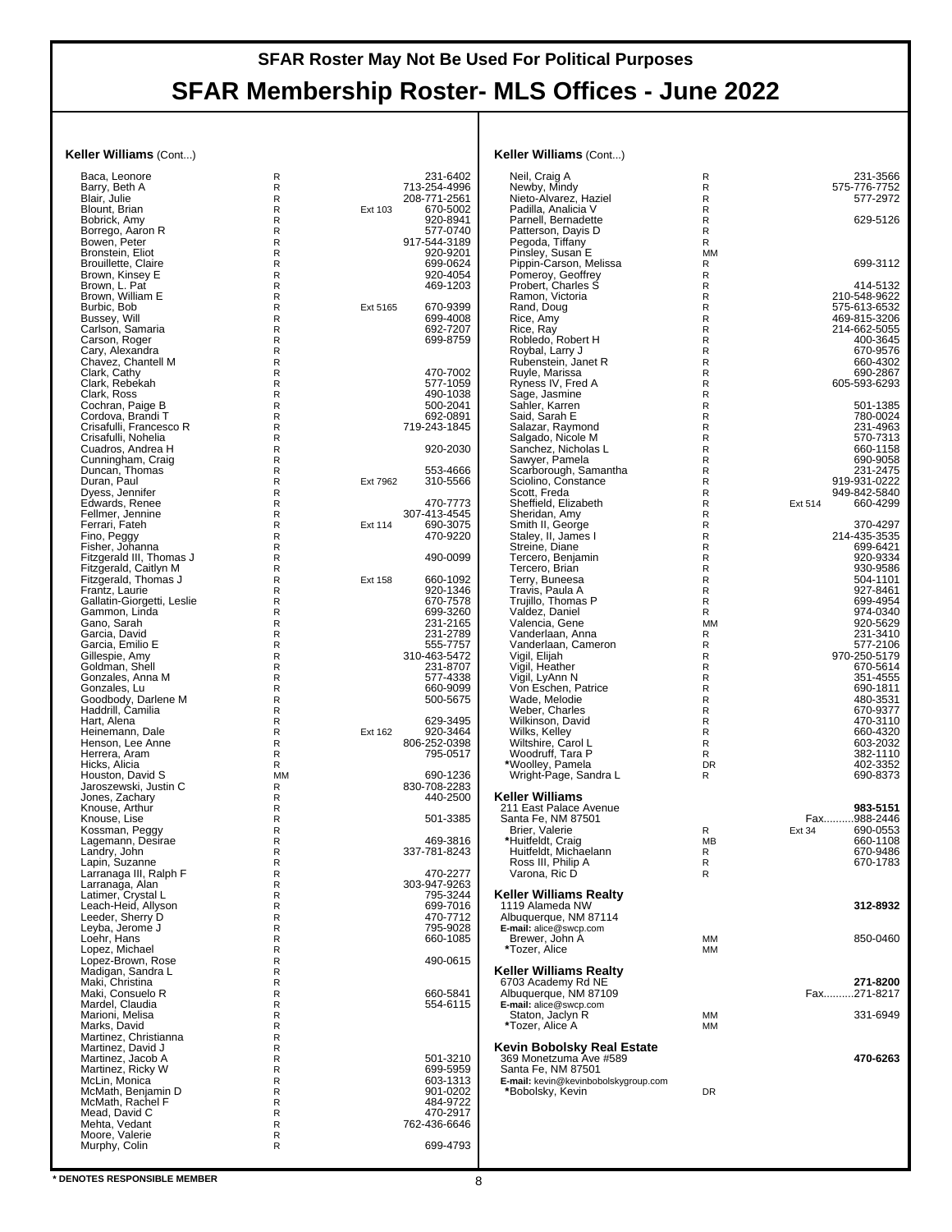**SFAR Roster May Not Be Used For Political Purposes**

# SFAR Membership Roster- MLS Offices - June 2022

**Keller Williams** (Cont...)

| Name | Type | Ext | Phone |
|---|---|---|---|
| Baca, Leonore | R | | 231-6402 |
| Barry, Beth A | R | | 713-254-4996 |
| Blair, Julie | R | | 208-771-2561 |
| Blount, Brian | R | Ext 103 | 670-5002 |
| Bobrick, Amy | R | | 920-8941 |
| Borrego, Aaron R | R | | 577-0740 |
| Bowen, Peter | R | | 917-544-3189 |
| Bronstein, Eliot | R | | 920-9201 |
| Brouillette, Claire | R | | 699-0624 |
| Brown, Kinsey E | R | | 920-4054 |
| Brown, L. Pat | R | | 469-1203 |
| Brown, William E | R | | |
| Burbic, Bob | R | Ext 5165 | 670-9399 |
| Bussey, Will | R | | 699-4008 |
| Carlson, Samaria | R | | 692-7207 |
| Carson, Roger | R | | 699-8759 |
| Cary, Alexandra | R | | |
| Chavez, Chantell M | R | | |
| Clark, Cathy | R | | 470-7002 |
| Clark, Rebekah | R | | 577-1059 |
| Clark, Ross | R | | 490-1038 |
| Cochran, Paige B | R | | 500-2041 |
| Cordova, Brandi T | R | | 692-0891 |
| Crisafulli, Francesco R | R | | 719-243-1845 |
| Crisafulli, Nohelia | R | | |
| Cuadros, Andrea H | R | | 920-2030 |
| Cunningham, Craig | R | | |
| Duncan, Thomas | R | | 553-4666 |
| Duran, Paul | R | Ext 7962 | 310-5566 |
| Dyess, Jennifer | R | | |
| Edwards, Renee | R | | 470-7773 |
| Fellmer, Jennine | R | | 307-413-4545 |
| Ferrari, Fateh | R | Ext 114 | 690-3075 |
| Fino, Peggy | R | | 470-9220 |
| Fisher, Johanna | R | | |
| Fitzgerald III, Thomas J | R | | 490-0099 |
| Fitzgerald, Caitlyn M | R | | |
| Fitzgerald, Thomas J | R | Ext 158 | 660-1092 |
| Frantz, Laurie | R | | 920-1346 |
| Gallatin-Giorgetti, Leslie | R | | 670-7578 |
| Gammon, Linda | R | | 699-3260 |
| Gano, Sarah | R | | 231-2165 |
| Garcia, David | R | | 231-2789 |
| Garcia, Emilio E | R | | 555-7757 |
| Gillespie, Amy | R | | 310-463-5472 |
| Goldman, Shell | R | | 231-8707 |
| Gonzales, Anna M | R | | 577-4338 |
| Gonzales, Lu | R | | 660-9099 |
| Goodbody, Darlene M | R | | 500-5675 |
| Haddrill, Camilia | R | | |
| Hart, Alena | R | | 629-3495 |
| Heinemann, Dale | R | Ext 162 | 920-3464 |
| Henson, Lee Anne | R | | 806-252-0398 |
| Herrera, Aram | R | | 795-0517 |
| Hicks, Alicia | R | | |
| Houston, David S | MM | | 690-1236 |
| Jaroszewski, Justin C | R | | 830-708-2283 |
| Jones, Zachary | R | | 440-2500 |
| Knouse, Arthur | R | | |
| Knouse, Lise | R | | 501-3385 |
| Kossman, Peggy | R | | |
| Lagemann, Desirae | R | | 469-3816 |
| Landry, John | R | | 337-781-8243 |
| Lapin, Suzanne | R | | |
| Larranaga III, Ralph F | R | | 470-2277 |
| Larranaga, Alan | R | | 303-947-9263 |
| Latimer, Crystal L | R | | 795-3244 |
| Leach-Heid, Allyson | R | | 699-7016 |
| Leeder, Sherry D | R | | 470-7712 |
| Leyba, Jerome J | R | | 795-9028 |
| Loehr, Hans | R | | 660-1085 |
| Lopez, Michael | R | | |
| Lopez-Brown, Rose | R | | 490-0615 |
| Madigan, Sandra L | R | | |
| Maki, Christina | R | | |
| Maki, Consuelo R | R | | 660-5841 |
| Mardel, Claudia | R | | 554-6115 |
| Marioni, Melisa | R | | |
| Marks, David | R | | |
| Martinez, Christianna | R | | |
| Martinez, David J | R | | |
| Martinez, Jacob A | R | | 501-3210 |
| Martinez, Ricky W | R | | 699-5959 |
| McLin, Monica | R | | 603-1313 |
| McMath, Benjamin D | R | | 901-0202 |
| McMath, Rachel F | R | | 484-9722 |
| Mead, David C | R | | 470-2917 |
| Mehta, Vedant | R | | 762-436-6646 |
| Moore, Valerie | R | | |
| Murphy, Colin | R | | 699-4793 |

**Keller Williams** (Cont...)

| Name | Type | Ext | Phone |
|---|---|---|---|
| Neil, Craig A | R | | 231-3566 |
| Newby, Mindy | R | | 575-776-7752 |
| Nieto-Alvarez, Haziel | R | | 577-2972 |
| Padilla, Analicia V | R | | |
| Parnell, Bernadette | R | | 629-5126 |
| Patterson, Dayis D | R | | |
| Pegoda, Tiffany | R | | |
| Pinsley, Susan E | MM | | |
| Pippin-Carson, Melissa | R | | 699-3112 |
| Pomeroy, Geoffrey | R | | |
| Probert, Charles S | R | | 414-5132 |
| Ramon, Victoria | R | | 210-548-9622 |
| Rand, Doug | R | | 575-613-6532 |
| Rice, Amy | R | | 469-815-3206 |
| Rice, Ray | R | | 214-662-5055 |
| Robledo, Robert H | R | | 400-3645 |
| Roybal, Larry J | R | | 670-9576 |
| Rubenstein, Janet R | R | | 660-4302 |
| Ruyle, Marissa | R | | 690-2867 |
| Ryness IV, Fred A | R | | 605-593-6293 |
| Sage, Jasmine | R | | |
| Sahler, Karren | R | | 501-1385 |
| Said, Sarah E | R | | 780-0024 |
| Salazar, Raymond | R | | 231-4963 |
| Salgado, Nicole M | R | | 570-7313 |
| Sanchez, Nicholas L | R | | 660-1158 |
| Sawyer, Pamela | R | | 690-9058 |
| Scarborough, Samantha | R | | 231-2475 |
| Sciolino, Constance | R | | 919-931-0222 |
| Scott, Freda | R | | 949-842-5840 |
| Sheffield, Elizabeth | R | Ext 514 | 660-4299 |
| Sheridan, Amy | R | | |
| Smith II, George | R | | 370-4297 |
| Staley, II, James I | R | | 214-435-3535 |
| Streine, Diane | R | | 699-6421 |
| Tercero, Benjamin | R | | 920-9334 |
| Tercero, Brian | R | | 930-9586 |
| Terry, Buneesa | R | | 504-1101 |
| Travis, Paula A | R | | 927-8461 |
| Trujillo, Thomas P | R | | 699-4954 |
| Valdez, Daniel | R | | 974-0340 |
| Valencia, Gene | MM | | 920-5629 |
| Vanderlaan, Anna | R | | 231-3410 |
| Vanderlaan, Cameron | R | | 577-2106 |
| Vigil, Elijah | R | | 970-250-5179 |
| Vigil, Heather | R | | 670-5614 |
| Vigil, LyAnn N | R | | 351-4555 |
| Von Eschen, Patrice | R | | 690-1811 |
| Wade, Melodie | R | | 480-3531 |
| Weber, Charles | R | | 670-9377 |
| Wilkinson, David | R | | 470-3110 |
| Wilks, Kelley | R | | 660-4320 |
| Wiltshire, Carol L | R | | 603-2032 |
| Woodruff, Tara P | R | | 382-1110 |
| *Woolley, Pamela | DR | | 402-3352 |
| Wright-Page, Sandra L | R | | 690-8373 |

**Keller Williams**
211 East Palace Avenue — **983-5151**
Santa Fe, NM 87501 — Fax..........988-2446

| Name | Type | Ext | Phone |
|---|---|---|---|
| Brier, Valerie | R | Ext 34 | 690-0553 |
| *Huitfeldt, Craig | MB | | 660-1108 |
| Huitfeldt, Michaelann | R | | 670-9486 |
| Ross III, Philip A | R | | 670-1783 |
| Varona, Ric D | R | | |

**Keller Williams Realty**
1119 Alameda NW — **312-8932**
Albuquerque, NM 87114
**E-mail:** alice@swcp.com

| Name | Type | Ext | Phone |
|---|---|---|---|
| Brewer, John A | MM | | 850-0460 |
| *Tozer, Alice | MM | | |

**Keller Williams Realty**
6703 Academy Rd NE — **271-8200**
Albuquerque, NM 87109 — Fax..........271-8217
**E-mail:** alice@swcp.com

| Name | Type | Ext | Phone |
|---|---|---|---|
| Staton, Jaclyn R | MM | | 331-6949 |
| *Tozer, Alice A | MM | | |

**Kevin Bobolsky Real Estate**
369 Monetzuma Ave #589 — **470-6263**
Santa Fe, NM 87501
**E-mail:** kevin@kevinbobolskygroup.com

| Name | Type | Ext | Phone |
|---|---|---|---|
| *Bobolsky, Kevin | DR | | |

**\* DENOTES RESPONSIBLE MEMBER**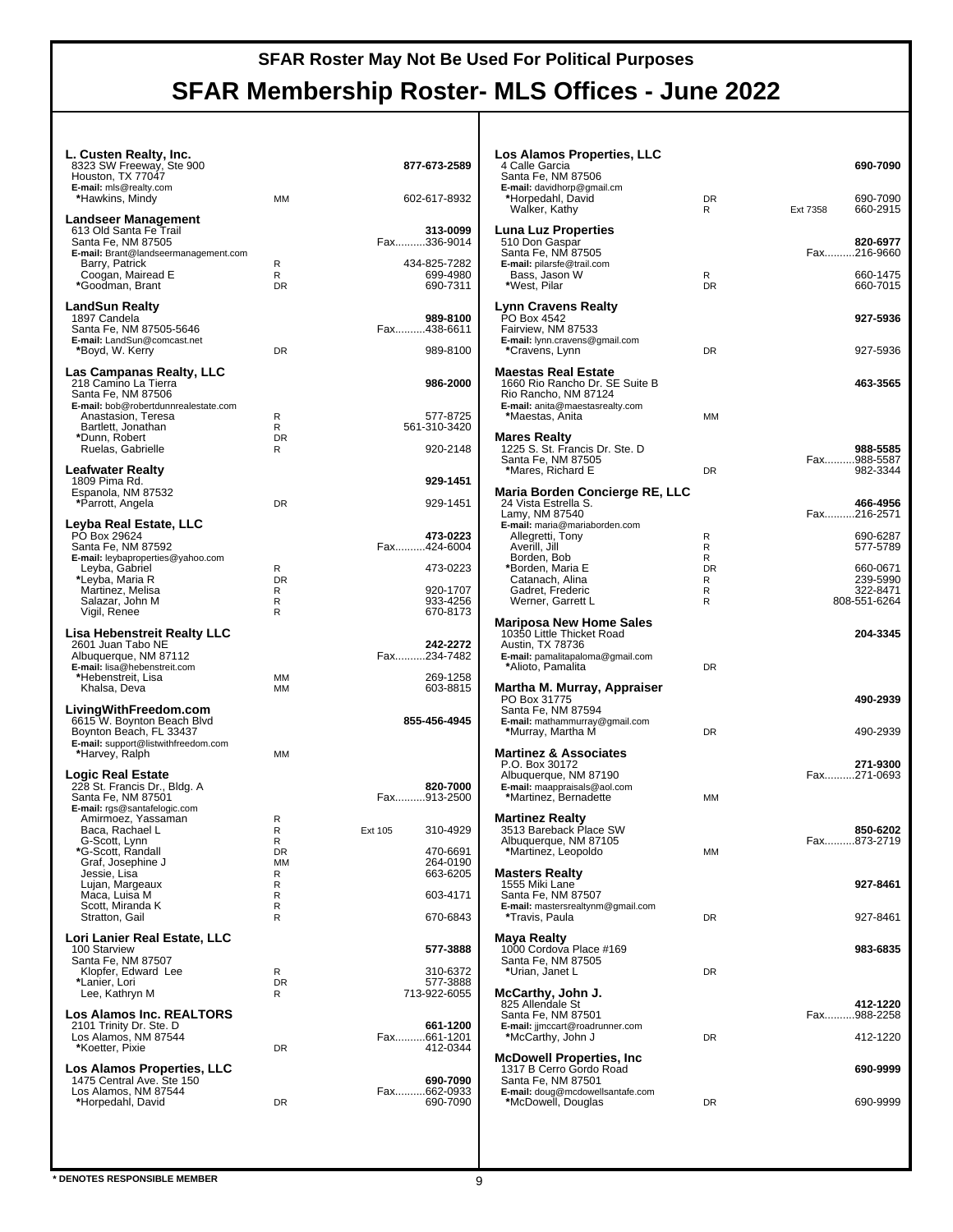# SFAR Roster May Not Be Used For Political Purposes

# SFAR Membership Roster- MLS Offices - June 2022

### L. Custen Realty, Inc.
8323 SW Freeway, Ste 900 — **877-673-2589**
Houston, TX 77047
**E-mail:** mls@realty.com

| Name | Type | Ext | Phone |
|---|---|---|---|
| *Hawkins, Mindy | MM | | 602-617-8932 |

### Landseer Management
613 Old Santa Fe Trail — **313-0099**
Santa Fe, NM 87505 — Fax..........336-9014
**E-mail:** Brant@landseermanagement.com

| Name | Type | Ext | Phone |
|---|---|---|---|
| Barry, Patrick | R | | 434-825-7282 |
| Coogan, Mairead E | R | | 699-4980 |
| *Goodman, Brant | DR | | 690-7311 |

### LandSun Realty
1897 Candela — **989-8100**
Santa Fe, NM 87505-5646 — Fax..........438-6611
**E-mail:** LandSun@comcast.net

| Name | Type | Ext | Phone |
|---|---|---|---|
| *Boyd, W. Kerry | DR | | 989-8100 |

### Las Campanas Realty, LLC
218 Camino La Tierra — **986-2000**
Santa Fe, NM 87506
**E-mail:** bob@robertdunnrealestate.com

| Name | Type | Ext | Phone |
|---|---|---|---|
| Anastasion, Teresa | R | | 577-8725 |
| Bartlett, Jonathan | R | | 561-310-3420 |
| *Dunn, Robert | DR | | |
| Ruelas, Gabrielle | R | | 920-2148 |

### Leafwater Realty
1809 Pima Rd. — **929-1451**
Espanola, NM 87532

| Name | Type | Ext | Phone |
|---|---|---|---|
| *Parrott, Angela | DR | | 929-1451 |

### Leyba Real Estate, LLC
PO Box 29624 — **473-0223**
Santa Fe, NM 87592 — Fax..........424-6004
**E-mail:** leybaproperties@yahoo.com

| Name | Type | Ext | Phone |
|---|---|---|---|
| Leyba, Gabriel | R | | 473-0223 |
| *Leyba, Maria R | DR | | |
| Martinez, Melisa | R | | 920-1707 |
| Salazar, John M | R | | 933-4256 |
| Vigil, Renee | R | | 670-8173 |

### Lisa Hebenstreit Realty LLC
2601 Juan Tabo NE — **242-2272**
Albuquerque, NM 87112 — Fax..........234-7482
**E-mail:** lisa@hebenstreit.com

| Name | Type | Ext | Phone |
|---|---|---|---|
| *Hebenstreit, Lisa | MM | | 269-1258 |
| Khalsa, Deva | MM | | 603-8815 |

### LivingWithFreedom.com
6615 W. Boynton Beach Blvd — **855-456-4945**
Boynton Beach, FL 33437
**E-mail:** support@listwithfreedom.com

| Name | Type | Ext | Phone |
|---|---|---|---|
| *Harvey, Ralph | MM | | |

### Logic Real Estate
228 St. Francis Dr., Bldg. A — **820-7000**
Santa Fe, NM 87501 — Fax..........913-2500
**E-mail:** rgs@santafelogic.com

| Name | Type | Ext | Phone |
|---|---|---|---|
| Amirmoez, Yassaman | R | | |
| Baca, Rachael L | R | Ext 105 | 310-4929 |
| G-Scott, Lynn | R | | |
| *G-Scott, Randall | DR | | 470-6691 |
| Graf, Josephine J | MM | | 264-0190 |
| Jessie, Lisa | R | | 663-6205 |
| Lujan, Margeaux | R | | |
| Maca, Luisa M | R | | 603-4171 |
| Scott, Miranda K | R | | |
| Stratton, Gail | R | | 670-6843 |

### Lori Lanier Real Estate, LLC
100 Starview — **577-3888**
Santa Fe, NM 87507

| Name | Type | Ext | Phone |
|---|---|---|---|
| Klopfer, Edward Lee | R | | 310-6372 |
| *Lanier, Lori | DR | | 577-3888 |
| Lee, Kathryn M | R | | 713-922-6055 |

### Los Alamos Inc. REALTORS
2101 Trinity Dr. Ste. D — **661-1200**
Los Alamos, NM 87544 — Fax..........661-1201

| Name | Type | Ext | Phone |
|---|---|---|---|
| *Koetter, Pixie | DR | | 412-0344 |

### Los Alamos Properties, LLC
1475 Central Ave. Ste 150 — **690-7090**
Los Alamos, NM 87544 — Fax..........662-0933

| Name | Type | Ext | Phone |
|---|---|---|---|
| *Horpedahl, David | DR | | 690-7090 |

### Los Alamos Properties, LLC
4 Calle Garcia — **690-7090**
Santa Fe, NM 87506
**E-mail:** davidhorp@gmail.cm

| Name | Type | Ext | Phone |
|---|---|---|---|
| *Horpedahl, David | DR | | 690-7090 |
| Walker, Kathy | R | Ext 7358 | 660-2915 |

### Luna Luz Properties
510 Don Gaspar — **820-6977**
Santa Fe, NM 87505 — Fax..........216-9660
**E-mail:** pilarsfe@trail.com

| Name | Type | Ext | Phone |
|---|---|---|---|
| Bass, Jason W | R | | 660-1475 |
| *West, Pilar | DR | | 660-7015 |

### Lynn Cravens Realty
PO Box 4542 — **927-5936**
Fairview, NM 87533
**E-mail:** lynn.cravens@gmail.com

| Name | Type | Ext | Phone |
|---|---|---|---|
| *Cravens, Lynn | DR | | 927-5936 |

### Maestas Real Estate
1660 Rio Rancho Dr. SE Suite B — **463-3565**
Rio Rancho, NM 87124
**E-mail:** anita@maestasrealty.com

| Name | Type | Ext | Phone |
|---|---|---|---|
| *Maestas, Anita | MM | | |

### Mares Realty
1225 S. St. Francis Dr. Ste. D — **988-5585**
Santa Fe, NM 87505 — Fax..........988-5587

| Name | Type | Ext | Phone |
|---|---|---|---|
| *Mares, Richard E | DR | | 982-3344 |

### Maria Borden Concierge RE, LLC
24 Vista Estrella S. — **466-4956**
Lamy, NM 87540 — Fax..........216-2571
**E-mail:** maria@mariaborden.com

| Name | Type | Ext | Phone |
|---|---|---|---|
| Allegretti, Tony | R | | 690-6287 |
| Averill, Jill | R | | 577-5789 |
| Borden, Bob | R | | |
| *Borden, Maria E | DR | | 660-0671 |
| Catanach, Alina | R | | 239-5990 |
| Gadret, Frederic | R | | 322-8471 |
| Werner, Garrett L | R | | 808-551-6264 |

### Mariposa New Home Sales
10350 Little Thicket Road — **204-3345**
Austin, TX 78736
**E-mail:** pamalitapaloma@gmail.com

| Name | Type | Ext | Phone |
|---|---|---|---|
| *Alioto, Pamalita | DR | | |

### Martha M. Murray, Appraiser
PO Box 31775 — **490-2939**
Santa Fe, NM 87594
**E-mail:** mathammurray@gmail.com

| Name | Type | Ext | Phone |
|---|---|---|---|
| *Murray, Martha M | DR | | 490-2939 |

### Martinez & Associates
P.O. Box 30172 — **271-9300**
Albuquerque, NM 87190 — Fax..........271-0693
**E-mail:** maappraisals@aol.com

| Name | Type | Ext | Phone |
|---|---|---|---|
| *Martinez, Bernadette | MM | | |

### Martinez Realty
3513 Bareback Place SW — **850-6202**
Albuquerque, NM 87105 — Fax..........873-2719

| Name | Type | Ext | Phone |
|---|---|---|---|
| *Martinez, Leopoldo | MM | | |

### Masters Realty
1555 Miki Lane — **927-8461**
Santa Fe, NM 87507
**E-mail:** mastersrealtynm@gmail.com

| Name | Type | Ext | Phone |
|---|---|---|---|
| *Travis, Paula | DR | | 927-8461 |

### Maya Realty
1000 Cordova Place #169 — **983-6835**
Santa Fe, NM 87505

| Name | Type | Ext | Phone |
|---|---|---|---|
| *Urian, Janet L | DR | | |

### McCarthy, John J.
825 Allendale St — **412-1220**
Santa Fe, NM 87501 — Fax..........988-2258
**E-mail:** jjmccart@roadrunner.com

| Name | Type | Ext | Phone |
|---|---|---|---|
| *McCarthy, John J | DR | | 412-1220 |

### McDowell Properties, Inc
1317 B Cerro Gordo Road — **690-9999**
Santa Fe, NM 87501
**E-mail:** doug@mcdowellsantafe.com

| Name | Type | Ext | Phone |
|---|---|---|---|
| *McDowell, Douglas | DR | | 690-9999 |

**\* DENOTES RESPONSIBLE MEMBER**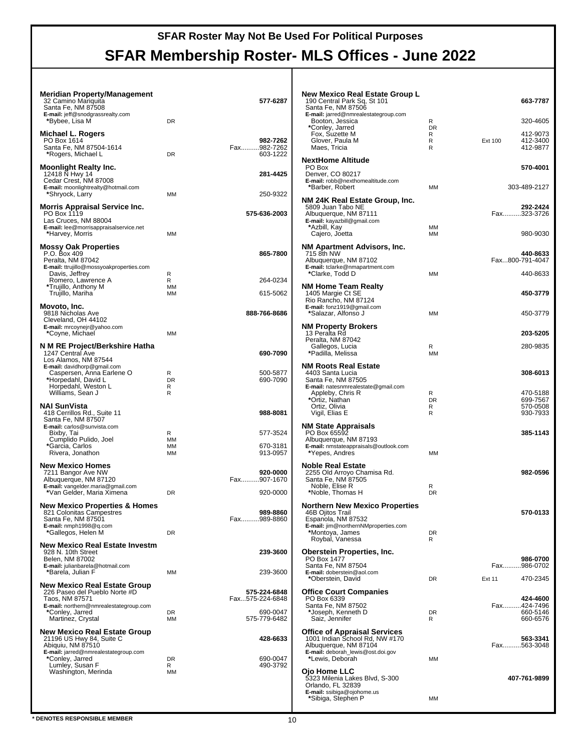SFAR Roster May Not Be Used For Political Purposes

# SFAR Membership Roster- MLS Offices - June 2022

**Meridian Property/Management**
32 Camino Mariquita
Santa Fe, NM 87508
E-mail: jeff@snodgrassrealty.com

| | | | |
|---|---|---|---|
| | | | **577-6287** |
| *Bybee, Lisa M | DR | | |

**Michael L. Rogers**
PO Box 1614
Santa Fe, NM 87504-1614

| | | | |
|---|---|---|---|
| | | | **982-7262** |
| | | | Fax..........982-7262 |
| *Rogers, Michael L | DR | | 603-1222 |

**Moonlight Realty Inc.**
12418 N Hwy 14
Cedar Crest, NM 87008
E-mail: moonlightrealty@hotmail.com

| | | | |
|---|---|---|---|
| | | | **281-4425** |
| *Shryock, Larry | MM | | 250-9322 |

**Morris Appraisal Service Inc.**
PO Box 1119
Las Cruces, NM 88004
E-mail: lee@morrisappraisalservice.net

| | | | |
|---|---|---|---|
| | | | **575-636-2003** |
| *Harvey, Morris | MM | | |

**Mossy Oak Properties**
P.O. Box 409
Peralta, NM 87042
E-mail: ttrujillo@mossyoakproperties.com

| | | | |
|---|---|---|---|
| | | | **865-7800** |
| Davis, Jeffrey | R | | |
| Romero, Lawrence A | R | | 264-0234 |
| *Trujillo, Anthony M | MM | | |
| Trujillo, Mariha | MM | | 615-5062 |

**Movoto, Inc.**
9818 Nicholas Ave
Cleveland, OH 44102
E-mail: mrcoynejr@yahoo.com

| | | | |
|---|---|---|---|
| | | | **888-766-8686** |
| *Coyne, Michael | MM | | |

**N M RE Project/Berkshire Hatha**
1247 Central Ave
Los Alamos, NM 87544
E-mail: davidhorp@gmail.com

| | | | |
|---|---|---|---|
| | | | **690-7090** |
| Caspersen, Anna Earlene O | R | | 500-5877 |
| *Horpedahl, David L | DR | | 690-7090 |
| Horpedahl, Weston L | R | | |
| Williams, Sean J | R | | |

**NAI SunVista**
418 Cerrillos Rd., Suite 11
Santa Fe, NM 87507
E-mail: carlos@sunvista.com

| | | | |
|---|---|---|---|
| | | | **988-8081** |
| Bixby, Tai | R | | 577-3524 |
| Cumplido Pulido, Joel | MM | | |
| *Garcia, Carlos | MM | | 670-3181 |
| Rivera, Jonathon | MM | | 913-0957 |

**New Mexico Homes**
7211 Bangor Ave NW
Albuquerque, NM 87120
E-mail: vangelder.maria@gmail.com

| | | | |
|---|---|---|---|
| | | | **920-0000** |
| | | | Fax..........907-1670 |
| *Van Gelder, Maria Ximena | DR | | 920-0000 |

**New Mexico Properties & Homes**
821 Colonitas Campestres
Santa Fe, NM 87501
E-mail: nmph1998@q.com

| | | | |
|---|---|---|---|
| | | | **989-8860** |
| | | | Fax..........989-8860 |
| *Gallegos, Helen M | DR | | |

**New Mexico Real Estate Investm**
928 N. 10th Street
Belen, NM 87002
E-mail: julianbarela@hotmail.com

| | | | |
|---|---|---|---|
| | | | **239-3600** |
| *Barela, Julian F | MM | | 239-3600 |

**New Mexico Real Estate Group**
226 Paseo del Pueblo Norte #D
Taos, NM 87571
E-mail: northern@nmrealestategroup.com

| | | | |
|---|---|---|---|
| | | | **575-224-6848** |
| | | | Fax...575-224-6848 |
| *Conley, Jarred | DR | | 690-0047 |
| Martinez, Crystal | MM | | 575-779-6482 |

**New Mexico Real Estate Group**
21196 US Hwy 84, Suite C
Abiquiu, NM 87510
E-mail: jarred@nmrealestategroup.com

| | | | |
|---|---|---|---|
| | | | **428-6633** |
| *Conley, Jarred | DR | | 690-0047 |
| Lumley, Susan F | R | | 490-3792 |
| Washington, Merinda | MM | | |

**New Mexico Real Estate Group L**
190 Central Park Sq, St 101
Santa Fe, NM 87506
E-mail: jarred@nmrealestategroup.com

| | | | |
|---|---|---|---|
| | | | **663-7787** |
| Booton, Jessica | R | | 320-4605 |
| *Conley, Jarred | DR | | |
| Fox, Suzette M | R | | 412-9073 |
| Glover, Paula M | R | Ext 100 | 412-3400 |
| Maes, Tricia | R | | 412-9877 |

**NextHome Altitude**
PO Box
Denver, CO 80217
E-mail: robb@nexthomealtitude.com

| | | | |
|---|---|---|---|
| | | | **570-4001** |
| *Barber, Robert | MM | | 303-489-2127 |

**NM 24K Real Estate Group, Inc.**
5809 Juan Tabo NE
Albuquerque, NM 87111
E-mail: kayazbill@gmail.com

| | | | |
|---|---|---|---|
| | | | **292-2424** |
| | | | Fax..........323-3726 |
| *Azbill, Kay | MM | | |
| Cajero, Joetta | MM | | 980-9030 |

**NM Apartment Advisors, Inc.**
715 8th NW
Albuquerque, NM 87102
E-mail: tclarke@nmapartment.com

| | | | |
|---|---|---|---|
| | | | **440-8633** |
| | | | Fax...800-791-4047 |
| *Clarke, Todd D | MM | | 440-8633 |

**NM Home Team Realty**
1405 Margie Ct SE
Rio Rancho, NM 87124
E-mail: fonz1919@gmail.com

| | | | |
|---|---|---|---|
| | | | **450-3779** |
| *Salazar, Alfonso J | MM | | 450-3779 |

**NM Property Brokers**
13 Peralta Rd
Peralta, NM 87042

| | | | |
|---|---|---|---|
| | | | **203-5205** |
| Gallegos, Lucia | R | | 280-9835 |
| *Padilla, Melissa | MM | | |

**NM Roots Real Estate**
4403 Santa Lucia
Santa Fe, NM 87505
E-mail: natesnmrealestate@gmail.com

| | | | |
|---|---|---|---|
| | | | **308-6013** |
| Appleby, Chris R | R | | 470-5188 |
| *Ortiz, Nathan | DR | | 699-7567 |
| Ortiz, Olivia | R | | 570-0508 |
| Vigil, Elias E | R | | 930-7933 |

**NM State Appraisals**
PO Box 65592
Albuquerque, NM 87193
E-mail: nmstateappraisals@outlook.com

| | | | |
|---|---|---|---|
| | | | **385-1143** |
| *Yepes, Andres | MM | | |

**Noble Real Estate**
2255 Old Arroyo Chamisa Rd.
Santa Fe, NM 87505

| | | | |
|---|---|---|---|
| | | | **982-0596** |
| Noble, Elise R | R | | |
| *Noble, Thomas H | DR | | |

**Northern New Mexico Properties**
46B Ojitos Trail
Espanola, NM 87532
E-mail: jim@northernNMproperties.com

| | | | |
|---|---|---|---|
| | | | **570-0133** |
| *Montoya, James | DR | | |
| Roybal, Vanessa | R | | |

**Oberstein Properties, Inc.**
PO Box 1477
Santa Fe, NM 87504
E-mail: doberstein@aol.com

| | | | |
|---|---|---|---|
| | | | **986-0700** |
| | | | Fax..........986-0702 |
| *Oberstein, David | DR | Ext 11 | 470-2345 |

**Office Court Companies**
PO Box 6339
Santa Fe, NM 87502

| | | | |
|---|---|---|---|
| | | | **424-4600** |
| | | | Fax..........424-7496 |
| *Joseph, Kenneth D | DR | | 660-5146 |
| Saiz, Jennifer | R | | 660-6576 |

**Office of Appraisal Services**
1001 Indian School Rd, NW #170
Albuquerque, NM 87104
E-mail: deborah_lewis@ost.doi.gov

| | | | |
|---|---|---|---|
| | | | **563-3341** |
| | | | Fax..........563-3048 |
| *Lewis, Deborah | MM | | |

**Ojo Home LLC**
5323 Milenia Lakes Blvd, S-300
Orlando, FL 32839
E-mail: ssibiga@ojohome.us

| | | | |
|---|---|---|---|
| | | | **407-761-9899** |
| *Sibiga, Stephen P | MM | | |

* DENOTES RESPONSIBLE MEMBER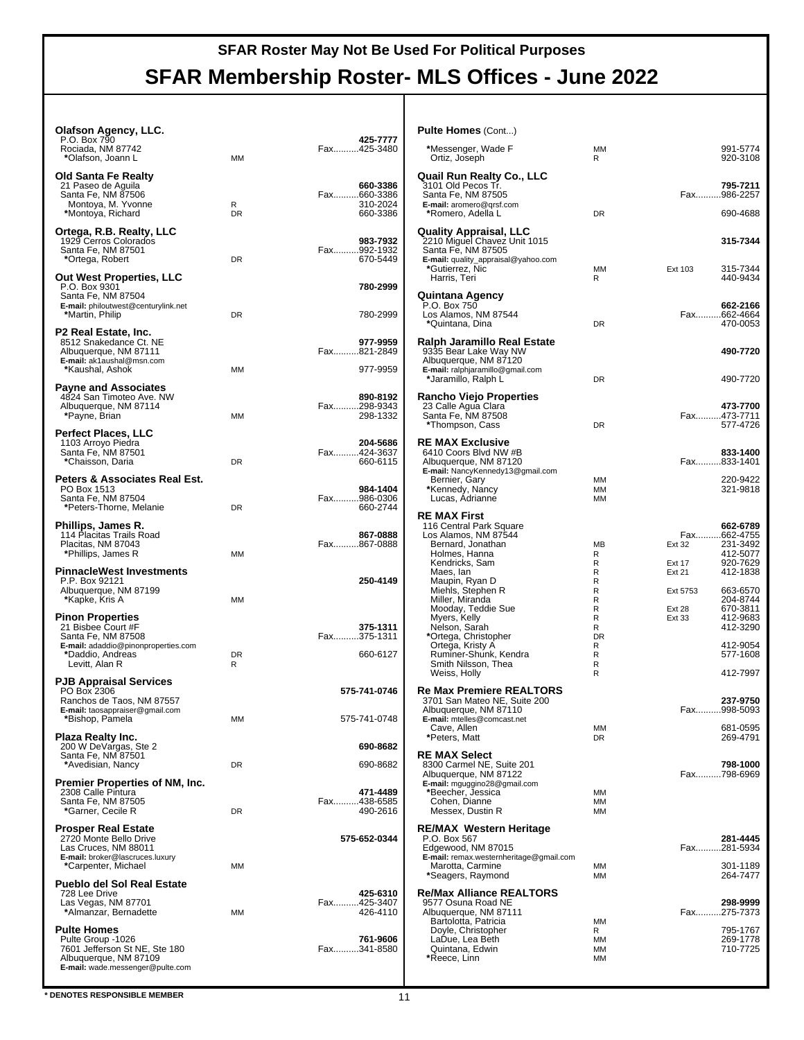**SFAR Roster May Not Be Used For Political Purposes**

# SFAR Membership Roster- MLS Offices - June 2022

**Olafson Agency, LLC.**
P.O. Box 790 — **425-7777**
Rociada, NM 87742 — Fax..........425-3480
*Olafson, Joann L — MM

**Old Santa Fe Realty**
21 Paseo de Aguila — **660-3386**
Santa Fe, NM 87506 — Fax..........660-3386
Montoya, M. Yvonne — R — 310-2024
*Montoya, Richard — DR — 660-3386

**Ortega, R.B. Realty, LLC**
1929 Cerros Colorados — **983-7932**
Santa Fe, NM 87501 — Fax..........992-1932
*Ortega, Robert — DR — 670-5449

**Out West Properties, LLC**
P.O. Box 9301 — **780-2999**
Santa Fe, NM 87504
E-mail: philoutwest@centurylink.net
*Martin, Philip — DR — 780-2999

**P2 Real Estate, Inc.**
8512 Snakedance Ct. NE — **977-9959**
Albuquerque, NM 87111 — Fax..........821-2849
E-mail: ak1aushal@msn.com
*Kaushal, Ashok — MM — 977-9959

**Payne and Associates**
4824 San Timoteo Ave. NW — **890-8192**
Albuquerque, NM 87114 — Fax..........298-9343
*Payne, Brian — MM — 298-1332

**Perfect Places, LLC**
1103 Arroyo Piedra — **204-5686**
Santa Fe, NM 87501 — Fax..........424-3637
*Chaisson, Daria — DR — 660-6115

**Peters & Associates Real Est.**
PO Box 1513 — **984-1404**
Santa Fe, NM 87504 — Fax..........986-0306
*Peters-Thorne, Melanie — DR — 660-2744

**Phillips, James R.**
114 Placitas Trails Road — **867-0888**
Placitas, NM 87043 — Fax..........867-0888
*Phillips, James R — MM

**PinnacleWest Investments**
P.P. Box 92121 — **250-4149**
Albuquerque, NM 87199
*Kapke, Kris A — MM

**Pinon Properties**
21 Bisbee Court #F — **375-1311**
Santa Fe, NM 87508 — Fax..........375-1311
E-mail: adaddio@pinonproperties.com
*Daddio, Andreas — DR — 660-6127
Levitt, Alan R — R

**PJB Appraisal Services**
PO Box 2306 — **575-741-0746**
Ranchos de Taos, NM 87557
E-mail: taospraiser@gmail.com
*Bishop, Pamela — MM — 575-741-0748

**Plaza Realty Inc.**
200 W DeVargas, Ste 2 — **690-8682**
Santa Fe, NM 87501
*Avedisian, Nancy — DR — 690-8682

**Premier Properties of NM, Inc.**
2308 Calle Pintura — **471-4489**
Santa Fe, NM 87505 — Fax..........438-6585
*Garner, Cecile R — DR — 490-2616

**Prosper Real Estate**
2720 Monte Bello Drive — **575-652-0344**
Las Cruces, NM 88011
E-mail: broker@lascruces.luxury
*Carpenter, Michael — MM

**Pueblo del Sol Real Estate**
728 Lee Drive — **425-6310**
Las Vegas, NM 87701 — Fax..........425-3407
*Almanzar, Bernadette — MM — 426-4110

**Pulte Homes**
Pulte Group -1026 — **761-9606**
7601 Jefferson St NE, Ste 180 — Fax..........341-8580
Albuquerque, NM 87109
E-mail: wade.messenger@pulte.com

**Pulte Homes** (Cont...)
*Messenger, Wade F — MM — 991-5774
Ortiz, Joseph — R — 920-3108

**Quail Run Realty Co., LLC**
3101 Old Pecos Tr. — **795-7211**
Santa Fe, NM 87505 — Fax..........986-2257
E-mail: aromero@qrsf.com
*Romero, Adella L — DR — 690-4688

**Quality Appraisal, LLC**
2210 Miguel Chavez Unit 1015 — **315-7344**
Santa Fe, NM 87505
E-mail: quality_appraisal@yahoo.com
*Gutierrez, Nic — MM — Ext 103 — 315-7344
Harris, Teri — R — 440-9434

**Quintana Agency**
P.O. Box 750 — **662-2166**
Los Alamos, NM 87544 — Fax..........662-4664
*Quintana, Dina — DR — 470-0053

**Ralph Jaramillo Real Estate**
9335 Bear Lake Way NW — **490-7720**
Albuquerque, NM 87120
E-mail: ralphjaramillo@gmail.com
*Jaramillo, Ralph L — DR — 490-7720

**Rancho Viejo Properties**
23 Calle Agua Clara — **473-7700**
Santa Fe, NM 87508 — Fax..........473-7711
*Thompson, Cass — DR — 577-4726

**RE MAX Exclusive**
6410 Coors Blvd NW #B — **833-1400**
Albuquerque, NM 87120 — Fax..........833-1401
E-mail: NancyKennedy13@gmail.com
Bernier, Gary — MM — 220-9422
*Kennedy, Nancy — MM — 321-9818
Lucas, Adrianne — MM

**RE MAX First**
116 Central Park Square — **662-6789**
Los Alamos, NM 87544 — Fax..........662-4755

| Name | Type | Ext | Phone |
|---|---|---|---|
| Bernard, Jonathan | MB | Ext 32 | 231-3492 |
| Holmes, Hanna | R | | 412-5077 |
| Kendricks, Sam | R | Ext 17 | 920-7629 |
| Maes, Ian | R | Ext 21 | 412-1838 |
| Maupin, Ryan D | R | | |
| Miehls, Stephen R | R | Ext 5753 | 663-6570 |
| Miller, Miranda | R | | 204-8744 |
| Mooday, Teddie Sue | R | Ext 28 | 670-3811 |
| Myers, Kelly | R | Ext 33 | 412-9683 |
| Nelson, Sarah | R | | 412-3290 |
| *Ortega, Christopher | DR | | |
| Ortega, Kristy A | R | | 412-9054 |
| Ruminer-Shunk, Kendra | R | | 577-1608 |
| Smith Nilsson, Thea | R | | |
| Weiss, Holly | R | | 412-7997 |

**Re Max Premiere REALTORS**
3701 San Mateo NE, Suite 200 — **237-9750**
Albuquerque, NM 87110 — Fax..........998-5093
E-mail: mtelles@comcast.net
Cave, Allen — MM — 681-0595
*Peters, Matt — DR — 269-4791

**RE MAX Select**
8300 Carmel NE, Suite 201 — **798-1000**
Albuquerque, NM 87122 — Fax..........798-6969
E-mail: mguggino28@gmail.com
*Beecher, Jessica — MM
Cohen, Dianne — MM
Messex, Dustin R — MM

**RE/MAX Western Heritage**
P.O. Box 567 — **281-4445**
Edgewood, NM 87015 — Fax..........281-5934
E-mail: remax.westernheritage@gmail.com
Marotta, Carmine — MM — 301-1189
*Seagers, Raymond — MM — 264-7477

**Re/Max Alliance REALTORS**
9577 Osuna Road NE — **298-9999**
Albuquerque, NM 87111 — Fax..........275-7373
Bartolotta, Patricia — MM
Doyle, Christopher — R — 795-1767
LaDue, Lea Beth — MM — 269-1778
Quintana, Edwin — MM — 710-7725
*Reece, Linn — MM

**\* DENOTES RESPONSIBLE MEMBER**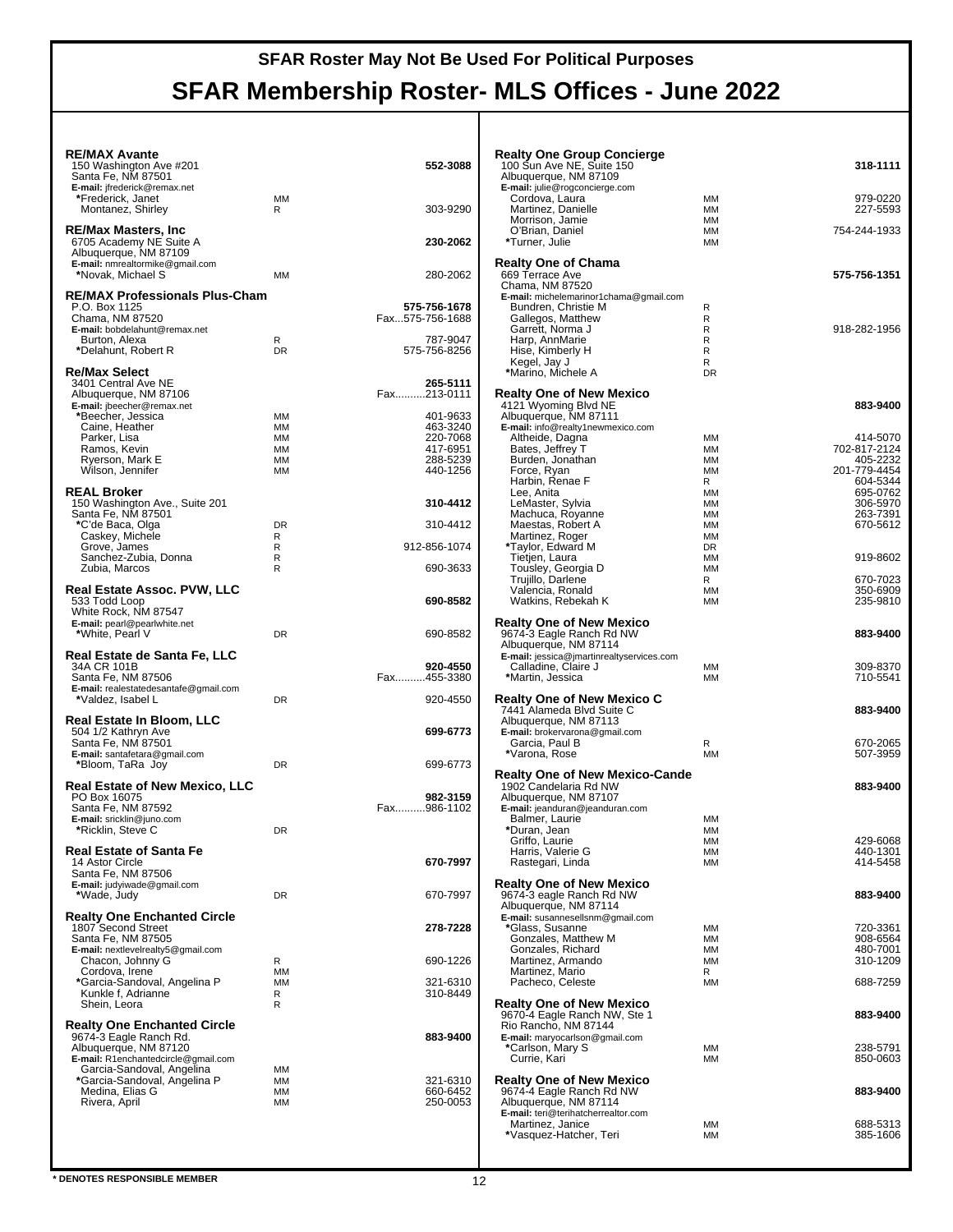# SFAR Roster May Not Be Used For Political Purposes

# SFAR Membership Roster- MLS Offices - June 2022

### RE/MAX Avante
150 Washington Ave #201 — **552-3088**
Santa Fe, NM 87501
**E-mail:** jfrederick@remax.net

| Name | Type | Phone |
|---|---|---|
| *Frederick, Janet | MM | |
| Montanez, Shirley | R | 303-9290 |

### RE/Max Masters, Inc
6705 Academy NE Suite A — **230-2062**
Albuquerque, NM 87109
**E-mail:** nmrealtormike@gmail.com

| Name | Type | Phone |
|---|---|---|
| *Novak, Michael S | MM | 280-2062 |

### RE/MAX Professionals Plus-Cham
P.O. Box 1125 — **575-756-1678**
Chama, NM 87520 — Fax...575-756-1688
**E-mail:** bobdelahunt@remax.net

| Name | Type | Phone |
|---|---|---|
| Burton, Alexa | R | 787-9047 |
| *Delahunt, Robert R | DR | 575-756-8256 |

### Re/Max Select
3401 Central Ave NE — **265-5111**
Albuquerque, NM 87106 — Fax..........213-0111
**E-mail:** jbeecher@remax.net

| Name | Type | Phone |
|---|---|---|
| *Beecher, Jessica | MM | 401-9633 |
| Caine, Heather | MM | 463-3240 |
| Parker, Lisa | MM | 220-7068 |
| Ramos, Kevin | MM | 417-6951 |
| Ryerson, Mark E | MM | 288-5239 |
| Wilson, Jennifer | MM | 440-1256 |

### REAL Broker
150 Washington Ave., Suite 201 — **310-4412**
Santa Fe, NM 87501

| Name | Type | Phone |
|---|---|---|
| *C'de Baca, Olga | DR | 310-4412 |
| Caskey, Michele | R | |
| Grove, James | R | 912-856-1074 |
| Sanchez-Zubia, Donna | R | |
| Zubia, Marcos | R | 690-3633 |

### Real Estate Assoc. PVW, LLC
533 Todd Loop — **690-8582**
White Rock, NM 87547
**E-mail:** pearl@pearlwhite.net

| Name | Type | Phone |
|---|---|---|
| *White, Pearl V | DR | 690-8582 |

### Real Estate de Santa Fe, LLC
34A CR 101B — **920-4550**
Santa Fe, NM 87506 — Fax..........455-3380
**E-mail:** realestatedesantafe@gmail.com

| Name | Type | Phone |
|---|---|---|
| *Valdez, Isabel L | DR | 920-4550 |

### Real Estate In Bloom, LLC
504 1/2 Kathryn Ave — **699-6773**
Santa Fe, NM 87501
**E-mail:** santafetara@gmail.com

| Name | Type | Phone |
|---|---|---|
| *Bloom, TaRa Joy | DR | 699-6773 |

### Real Estate of New Mexico, LLC
PO Box 16075 — **982-3159**
Santa Fe, NM 87592 — Fax..........986-1102
**E-mail:** sricklin@juno.com

| Name | Type | Phone |
|---|---|---|
| *Ricklin, Steve C | DR | |

### Real Estate of Santa Fe
14 Astor Circle — **670-7997**
Santa Fe, NM 87506
**E-mail:** judyiwade@gmail.com

| Name | Type | Phone |
|---|---|---|
| *Wade, Judy | DR | 670-7997 |

### Realty One Enchanted Circle
1807 Second Street — **278-7228**
Santa Fe, NM 87505
**E-mail:** nextlevelrealty5@gmail.com

| Name | Type | Phone |
|---|---|---|
| Chacon, Johnny G | R | 690-1226 |
| Cordova, Irene | MM | |
| *Garcia-Sandoval, Angelina P | MM | 321-6310 |
| Kunkle f, Adrianne | R | 310-8449 |
| Shein, Leora | R | |

### Realty One Enchanted Circle
9674-3 Eagle Ranch Rd. — **883-9400**
Albuquerque, NM 87120
**E-mail:** R1enchantedcircle@gmail.com

| Name | Type | Phone |
|---|---|---|
| Garcia-Sandoval, Angelina | MM | |
| *Garcia-Sandoval, Angelina P | MM | 321-6310 |
| Medina, Elias G | MM | 660-6452 |
| Rivera, April | MM | 250-0053 |

### Realty One Group Concierge
100 Sun Ave NE, Suite 150 — **318-1111**
Albuquerque, NM 87109
**E-mail:** julie@rogconcierge.com

| Name | Type | Phone |
|---|---|---|
| Cordova, Laura | MM | 979-0220 |
| Martinez, Danielle | MM | 227-5593 |
| Morrison, Jamie | MM | |
| O'Brian, Daniel | MM | 754-244-1933 |
| *Turner, Julie | MM | |

### Realty One of Chama
669 Terrace Ave — **575-756-1351**
Chama, NM 87520
**E-mail:** michelemarinor1chama@gmail.com

| Name | Type | Phone |
|---|---|---|
| Bundren, Christie M | R | |
| Gallegos, Matthew | R | |
| Garrett, Norma J | R | 918-282-1956 |
| Harp, AnnMarie | R | |
| Hise, Kimberly H | R | |
| Kegel, Jay J | R | |
| *Marino, Michele A | DR | |

### Realty One of New Mexico
4121 Wyoming Blvd NE — **883-9400**
Albuquerque, NM 87111
**E-mail:** info@realty1newmexico.com

| Name | Type | Phone |
|---|---|---|
| Altheide, Dagna | MM | 414-5070 |
| Bates, Jeffrey T | MM | 702-817-2124 |
| Burden, Jonathan | MM | 405-2232 |
| Force, Ryan | MM | 201-779-4454 |
| Harbin, Renae F | R | 604-5344 |
| Lee, Anita | MM | 695-0762 |
| LeMaster, Sylvia | MM | 306-5970 |
| Machuca, Royanne | MM | 263-7391 |
| Maestas, Robert A | MM | 670-5612 |
| Martinez, Roger | MM | |
| *Taylor, Edward M | DR | |
| Tietjen, Laura | MM | 919-8602 |
| Tousley, Georgia D | MM | |
| Trujillo, Darlene | R | 670-7023 |
| Valencia, Ronald | MM | 350-6909 |
| Watkins, Rebekah K | MM | 235-9810 |

### Realty One of New Mexico
9674-3 Eagle Ranch Rd NW — **883-9400**
Albuquerque, NM 87114
**E-mail:** jessica@jmartinrealtyservices.com

| Name | Type | Phone |
|---|---|---|
| Calladine, Claire J | MM | 309-8370 |
| *Martin, Jessica | MM | 710-5541 |

### Realty One of New Mexico C
7441 Alameda Blvd Suite C — **883-9400**
Albuquerque, NM 87113
**E-mail:** brokervarona@gmail.com

| Name | Type | Phone |
|---|---|---|
| Garcia, Paul B | R | 670-2065 |
| *Varona, Rose | MM | 507-3959 |

### Realty One of New Mexico-Cande
1902 Candelaria Rd NW — **883-9400**
Albuquerque, NM 87107
**E-mail:** jeanduran@jeanduran.com

| Name | Type | Phone |
|---|---|---|
| Balmer, Laurie | MM | |
| *Duran, Jean | MM | |
| Griffo, Laurie | MM | 429-6068 |
| Harris, Valerie G | MM | 440-1301 |
| Rastegari, Linda | MM | 414-5458 |

### Realty One of New Mexico
9674-3 eagle Ranch Rd NW — **883-9400**
Albuquerque, NM 87114
**E-mail:** susannesellsnm@gmail.com

| Name | Type | Phone |
|---|---|---|
| *Glass, Susanne | MM | 720-3361 |
| Gonzales, Matthew M | MM | 908-6564 |
| Gonzales, Richard | MM | 480-7001 |
| Martinez, Armando | MM | 310-1209 |
| Martinez, Mario | R | |
| Pacheco, Celeste | MM | 688-7259 |

### Realty One of New Mexico
9670-4 Eagle Ranch NW, Ste 1 — **883-9400**
Rio Rancho, NM 87144
**E-mail:** maryocarlson@gmail.com

| Name | Type | Phone |
|---|---|---|
| *Carlson, Mary S | MM | 238-5791 |
| Currie, Kari | MM | 850-0603 |

### Realty One of New Mexico
9674-4 Eagle Ranch Rd NW — **883-9400**
Albuquerque, NM 87114
**E-mail:** teri@terihatcherrealtor.com

| Name | Type | Phone |
|---|---|---|
| Martinez, Janice | MM | 688-5313 |
| *Vasquez-Hatcher, Teri | MM | 385-1606 |

**\* DENOTES RESPONSIBLE MEMBER**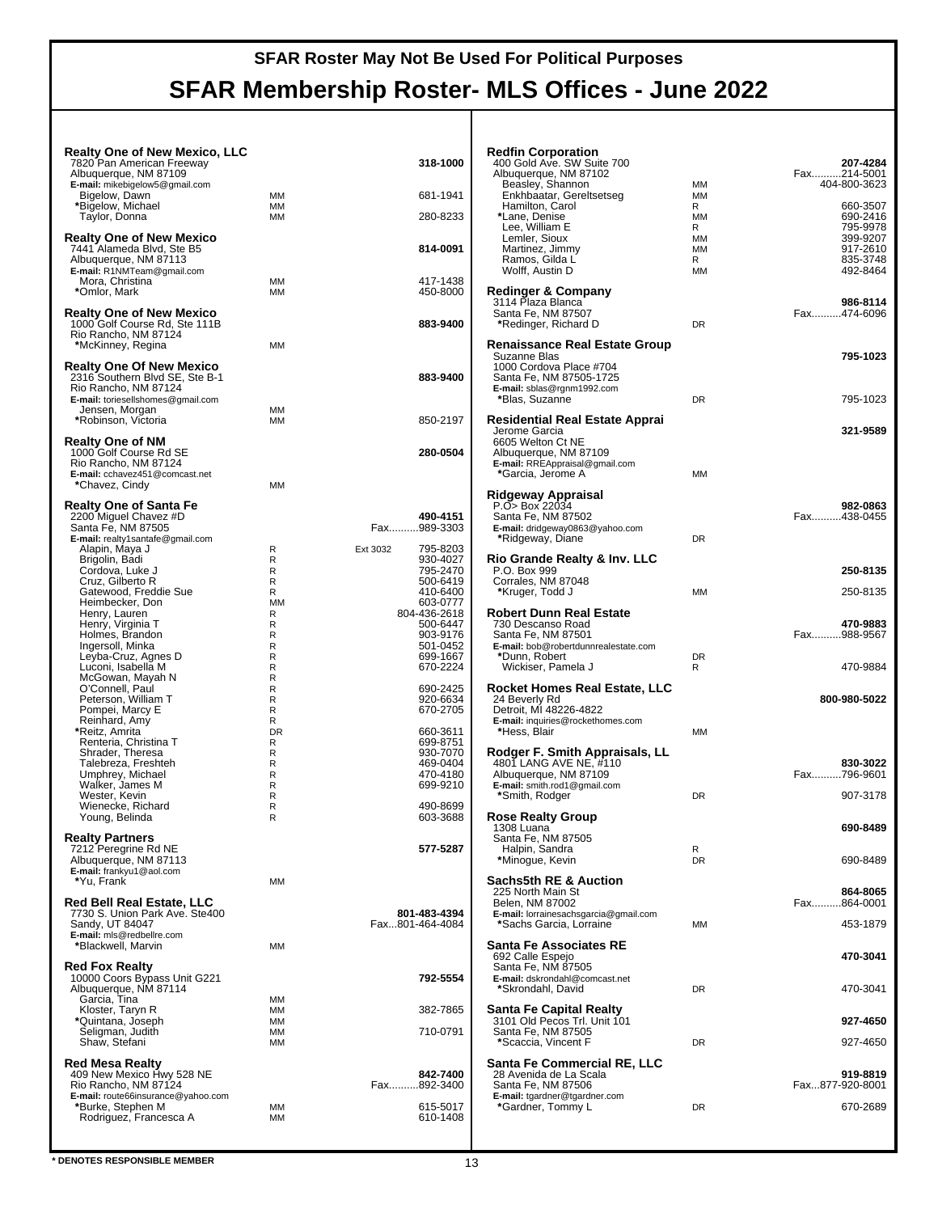# SFAR Roster May Not Be Used For Political Purposes

# SFAR Membership Roster- MLS Offices - June 2022

### Realty One of New Mexico, LLC
7820 Pan American Freeway
Albuquerque, NM 87109
**E-mail:** mikebigelow5@gmail.com
**318-1000**

| Name | Type | Phone |
|---|---|---|
| Bigelow, Dawn | MM | 681-1941 |
| *Bigelow, Michael | MM | |
| Taylor, Donna | MM | 280-8233 |

### Realty One of New Mexico
7441 Alameda Blvd, Ste B5
Albuquerque, NM 87113
**E-mail:** R1NMTeam@gmail.com
**814-0091**

| Name | Type | Phone |
|---|---|---|
| Mora, Christina | MM | 417-1438 |
| *Omlor, Mark | MM | 450-8000 |

### Realty One of New Mexico
1000 Golf Course Rd, Ste 111B
Rio Rancho, NM 87124
**883-9400**

| Name | Type | Phone |
|---|---|---|
| *McKinney, Regina | MM | |

### Realty One Of New Mexico
2316 Southern Blvd SE, Ste B-1
Rio Rancho, NM 87124
**E-mail:** toriesellshomes@gmail.com
**883-9400**

| Name | Type | Phone |
|---|---|---|
| Jensen, Morgan | MM | |
| *Robinson, Victoria | MM | 850-2197 |

### Realty One of NM
1000 Golf Course Rd SE
Rio Rancho, NM 87124
**E-mail:** cchavez451@comcast.net
**280-0504**

| Name | Type | Phone |
|---|---|---|
| *Chavez, Cindy | MM | |

### Realty One of Santa Fe
2200 Miguel Chavez #D
Santa Fe, NM 87505
**E-mail:** realty1santafe@gmail.com
**490-4151**
Fax..........989-3303

| Name | Type | Phone |
|---|---|---|
| Alapin, Maya J | R | Ext 3032 795-8203 |
| Brigolin, Badi | R | 930-4027 |
| Cordova, Luke J | R | 795-2470 |
| Cruz, Gilberto R | R | 500-6419 |
| Gatewood, Freddie Sue | R | 410-6400 |
| Heimbecker, Don | MM | 603-0777 |
| Henry, Lauren | R | 804-436-2618 |
| Henry, Virginia T | R | 500-6447 |
| Holmes, Brandon | R | 903-9176 |
| Ingersoll, Minka | R | 501-0452 |
| Leyba-Cruz, Agnes D | R | 699-1667 |
| Luconi, Isabella M | R | 670-2224 |
| McGowan, Mayah N | R | |
| O'Connell, Paul | R | 690-2425 |
| Peterson, William T | R | 920-6634 |
| Pompei, Marcy E | R | 670-2705 |
| Reinhard, Amy | R | |
| *Reitz, Amrita | DR | 660-3611 |
| Renteria, Christina T | R | 699-8751 |
| Shrader, Theresa | R | 930-7070 |
| Talebreza, Freshteh | R | 469-0404 |
| Umphrey, Michael | R | 470-4180 |
| Walker, James M | R | 699-9210 |
| Wester, Kevin | R | |
| Wienecke, Richard | R | 490-8699 |
| Young, Belinda | R | 603-3688 |

### Realty Partners
7212 Peregrine Rd NE
Albuquerque, NM 87113
**E-mail:** frankyu1@aol.com
**577-5287**

| Name | Type | Phone |
|---|---|---|
| *Yu, Frank | MM | |

### Red Bell Real Estate, LLC
7730 S. Union Park Ave. Ste400
Sandy, UT 84047
**E-mail:** mls@redbellre.com
**801-483-4394**
Fax...801-464-4084

| Name | Type | Phone |
|---|---|---|
| *Blackwell, Marvin | MM | |

### Red Fox Realty
10000 Coors Bypass Unit G221
Albuquerque, NM 87114
**792-5554**

| Name | Type | Phone |
|---|---|---|
| Garcia, Tina | MM | |
| Kloster, Taryn R | MM | 382-7865 |
| *Quintana, Joseph | MM | |
| Seligman, Judith | MM | 710-0791 |
| Shaw, Stefani | MM | |

### Red Mesa Realty
409 New Mexico Hwy 528 NE
Rio Rancho, NM 87124
**E-mail:** route66insurance@yahoo.com
**842-7400**
Fax..........892-3400

| Name | Type | Phone |
|---|---|---|
| *Burke, Stephen M | MM | 615-5017 |
| Rodriguez, Francesca A | MM | 610-1408 |

### Redfin Corporation
400 Gold Ave. SW Suite 700
Albuquerque, NM 87102
**207-4284**
Fax..........214-5001

| Name | Type | Phone |
|---|---|---|
| Beasley, Shannon | MM | 404-800-3623 |
| Enkhbaatar, Gereltsetseg | MM | |
| Hamilton, Carol | R | 660-3507 |
| *Lane, Denise | MM | 690-2416 |
| Lee, William E | R | 795-9978 |
| Lemler, Sioux | MM | 399-9207 |
| Martinez, Jimmy | MM | 917-2610 |
| Ramos, Gilda L | R | 835-3748 |
| Wolff, Austin D | MM | 492-8464 |

### Redinger & Company
3114 Plaza Blanca
Santa Fe, NM 87507
**986-8114**
Fax..........474-6096

| Name | Type | Phone |
|---|---|---|
| *Redinger, Richard D | DR | |

### Renaissance Real Estate Group
Suzanne Blas
1000 Cordova Place #704
Santa Fe, NM 87505-1725
**E-mail:** sblas@rgnm1992.com
**795-1023**

| Name | Type | Phone |
|---|---|---|
| *Blas, Suzanne | DR | 795-1023 |

### Residential Real Estate Apprai
Jerome Garcia
6605 Welton Ct NE
Albuquerque, NM 87109
**E-mail:** RREAppraisal@gmail.com
**321-9589**

| Name | Type | Phone |
|---|---|---|
| *Garcia, Jerome A | MM | |

### Ridgeway Appraisal
P.O> Box 22034
Santa Fe, NM 87502
**E-mail:** dridgeway0863@yahoo.com
**982-0863**
Fax..........438-0455

| Name | Type | Phone |
|---|---|---|
| *Ridgeway, Diane | DR | |

### Rio Grande Realty & Inv. LLC
P.O. Box 999
Corrales, NM 87048
**250-8135**

| Name | Type | Phone |
|---|---|---|
| *Kruger, Todd J | MM | 250-8135 |

### Robert Dunn Real Estate
730 Descanso Road
Santa Fe, NM 87501
**E-mail:** bob@robertdunnrealestate.com
**470-9883**
Fax..........988-9567

| Name | Type | Phone |
|---|---|---|
| *Dunn, Robert | DR | |
| Wickiser, Pamela J | R | 470-9884 |

### Rocket Homes Real Estate, LLC
24 Beverly Rd
Detroit, MI 48226-4822
**E-mail:** inquiries@rockethomes.com
**800-980-5022**

| Name | Type | Phone |
|---|---|---|
| *Hess, Blair | MM | |

### Rodger F. Smith Appraisals, LL
4801 LANG AVE NE, #110
Albuquerque, NM 87109
**E-mail:** smith.rod1@gmail.com
**830-3022**
Fax..........796-9601

| Name | Type | Phone |
|---|---|---|
| *Smith, Rodger | DR | 907-3178 |

### Rose Realty Group
1308 Luana
Santa Fe, NM 87505
**690-8489**

| Name | Type | Phone |
|---|---|---|
| Halpin, Sandra | R | |
| *Minogue, Kevin | DR | 690-8489 |

### Sachs5th RE & Auction
225 North Main St
Belen, NM 87002
**E-mail:** lorrainesachsgarcia@gmail.com
**864-8065**
Fax..........864-0001

| Name | Type | Phone |
|---|---|---|
| *Sachs Garcia, Lorraine | MM | 453-1879 |

### Santa Fe Associates RE
692 Calle Espejo
Santa Fe, NM 87505
**E-mail:** dskrondahl@comcast.net
**470-3041**

| Name | Type | Phone |
|---|---|---|
| *Skrondahl, David | DR | 470-3041 |

### Santa Fe Capital Realty
3101 Old Pecos Trl. Unit 101
Santa Fe, NM 87505
**927-4650**

| Name | Type | Phone |
|---|---|---|
| *Scaccia, Vincent F | DR | 927-4650 |

### Santa Fe Commercial RE, LLC
28 Avenida de La Scala
Santa Fe, NM 87506
**E-mail:** tgardner@tgardner.com
**919-8819**
Fax...877-920-8001

| Name | Type | Phone |
|---|---|---|
| *Gardner, Tommy L | DR | 670-2689 |

\* DENOTES RESPONSIBLE MEMBER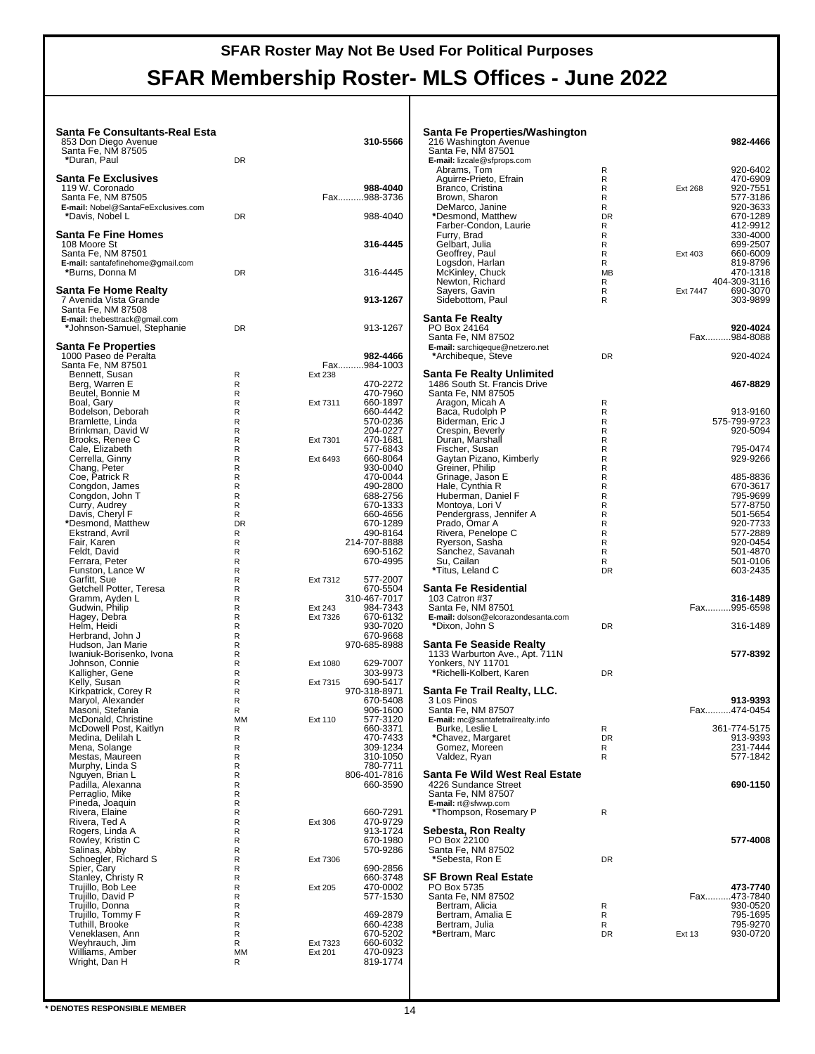**SFAR Roster May Not Be Used For Political Purposes**

# SFAR Membership Roster- MLS Offices - June 2022

### Santa Fe Consultants-Real Esta
853 Don Diego Avenue
Santa Fe, NM 87505

| Name | Type | Ext | Phone |
|---|---|---|---|
| | | | **310-5566** |
| *Duran, Paul | DR | | |

### Santa Fe Exclusives
119 W. Coronado
Santa Fe, NM 87505
**E-mail:** Nobel@SantaFeExclusives.com

| Name | Type | Ext | Phone |
|---|---|---|---|
| | | | **988-4040** |
| | | | Fax..........988-3736 |
| *Davis, Nobel L | DR | | 988-4040 |

### Santa Fe Fine Homes
108 Moore St
Santa Fe, NM 87501
**E-mail:** santafefinehome@gmail.com

| Name | Type | Ext | Phone |
|---|---|---|---|
| | | | **316-4445** |
| *Burns, Donna M | DR | | 316-4445 |

### Santa Fe Home Realty
7 Avenida Vista Grande
Santa Fe, NM 87508
**E-mail:** thebesttrack@gmail.com

| Name | Type | Ext | Phone |
|---|---|---|---|
| | | | **913-1267** |
| *Johnson-Samuel, Stephanie | DR | | 913-1267 |

### Santa Fe Properties
1000 Paseo de Peralta
Santa Fe, NM 87501

| Name | Type | Ext | Phone |
|---|---|---|---|
| | | | **982-4466** |
| | | | Fax..........984-1003 |
| Bennett, Susan | R | Ext 238 | |
| Berg, Warren E | R | | 470-2272 |
| Beutel, Bonnie M | R | | 470-7960 |
| Boal, Gary | R | Ext 7311 | 660-1897 |
| Bodelson, Deborah | R | | 660-4442 |
| Bramlette, Linda | R | | 570-0236 |
| Brinkman, David W | R | | 204-0227 |
| Brooks, Renee C | R | Ext 7301 | 470-1681 |
| Cale, Elizabeth | R | | 577-6843 |
| Cerrella, Ginny | R | Ext 6493 | 660-8064 |
| Chang, Peter | R | | 930-0040 |
| Coe, Patrick R | R | | 470-0044 |
| Congdon, James | R | | 490-2800 |
| Congdon, John T | R | | 688-2756 |
| Curry, Audrey | R | | 670-1333 |
| Davis, Cheryl F | R | | 660-4656 |
| *Desmond, Matthew | DR | | 670-1289 |
| Ekstrand, Avril | R | | 490-8164 |
| Fair, Karen | R | | 214-707-8888 |
| Feldt, David | R | | 690-5162 |
| Ferrara, Peter | R | | 670-4995 |
| Funston, Lance W | R | | |
| Garfitt, Sue | R | Ext 7312 | 577-2007 |
| Getchell Potter, Teresa | R | | 670-5504 |
| Gramm, Ayden L | R | | 310-467-7017 |
| Gudwin, Philip | R | Ext 243 | 984-7343 |
| Hagey, Debra | R | Ext 7326 | 670-6132 |
| Helm, Heidi | R | | 930-7020 |
| Herbrand, John J | R | | 670-9668 |
| Hudson, Jan Marie | R | | 970-685-8988 |
| Iwaniuk-Borisenko, Ivona | R | | |
| Johnson, Connie | R | Ext 1080 | 629-7007 |
| Kalligher, Gene | R | | 303-9973 |
| Kelly, Susan | R | Ext 7315 | 690-5417 |
| Kirkpatrick, Corey R | R | | 970-318-8971 |
| Maryol, Alexander | R | | 670-5408 |
| Masoni, Stefania | R | | 906-1600 |
| McDonald, Christine | MM | Ext 110 | 577-3120 |
| McDowell Post, Kaitlyn | R | | 660-3371 |
| Medina, Delilah L | R | | 470-7433 |
| Mena, Solange | R | | 309-1234 |
| Mestas, Maureen | R | | 310-1050 |
| Murphy, Linda S | R | | 780-7711 |
| Nguyen, Brian L | R | | 806-401-7816 |
| Padilla, Alexanna | R | | 660-3590 |
| Perraglio, Mike | R | | |
| Pineda, Joaquin | R | | |
| Rivera, Elaine | R | | 660-7291 |
| Rivera, Ted A | R | Ext 306 | 470-9729 |
| Rogers, Linda A | R | | 913-1724 |
| Rowley, Kristin C | R | | 670-1980 |
| Salinas, Abby | R | | 570-9286 |
| Schoegler, Richard S | R | Ext 7306 | |
| Spier, Cary | R | | 690-2856 |
| Stanley, Christy R | R | | 660-3748 |
| Trujillo, Bob Lee | R | Ext 205 | 470-0002 |
| Trujillo, David P | R | | 577-1530 |
| Trujillo, Donna | R | | |
| Trujillo, Tommy F | R | | 469-2879 |
| Tuthill, Brooke | R | | 660-4238 |
| Veneklasen, Ann | R | | 670-5202 |
| Weyhrauch, Jim | R | Ext 7323 | 660-6032 |
| Williams, Amber | MM | Ext 201 | 470-0923 |
| Wright, Dan H | R | | 819-1774 |

### Santa Fe Properties/Washington
216 Washington Avenue
Santa Fe, NM 87501
**E-mail:** lizcale@sfprops.com

| Name | Type | Ext | Phone |
|---|---|---|---|
| | | | **982-4466** |
| Abrams, Tom | R | | 920-6402 |
| Aguirre-Prieto, Efrain | R | | 470-6909 |
| Branco, Cristina | R | Ext 268 | 920-7551 |
| Brown, Sharon | R | | 577-3186 |
| DeMarco, Janine | R | | 920-3633 |
| *Desmond, Matthew | DR | | 670-1289 |
| Farber-Condon, Laurie | R | | 412-9912 |
| Furry, Brad | R | | 330-4000 |
| Gelbart, Julia | R | | 699-2507 |
| Geoffrey, Paul | R | Ext 403 | 660-6009 |
| Logsdon, Harlan | R | | 819-8796 |
| McKinley, Chuck | MB | | 470-1318 |
| Newton, Richard | R | | 404-309-3116 |
| Sayers, Gavin | R | Ext 7447 | 690-3070 |
| Sidebottom, Paul | R | | 303-9899 |

### Santa Fe Realty
PO Box 24164
Santa Fe, NM 87502
**E-mail:** sarchiqeque@netzero.net

| Name | Type | Ext | Phone |
|---|---|---|---|
| | | | **920-4024** |
| | | | Fax..........984-8088 |
| *Archibeque, Steve | DR | | 920-4024 |

### Santa Fe Realty Unlimited
1486 South St. Francis Drive
Santa Fe, NM 87505

| Name | Type | Ext | Phone |
|---|---|---|---|
| | | | **467-8829** |
| Aragon, Micah A | R | | |
| Baca, Rudolph P | R | | 913-9160 |
| Biderman, Eric J | R | | 575-799-9723 |
| Crespin, Beverly | R | | 920-5094 |
| Duran, Marshall | R | | |
| Fischer, Susan | R | | 795-0474 |
| Gaytan Pizano, Kimberly | R | | 929-9266 |
| Greiner, Philip | R | | |
| Grinage, Jason E | R | | 485-8836 |
| Hale, Cynthia R | R | | 670-3617 |
| Huberman, Daniel F | R | | 795-9699 |
| Montoya, Lori V | R | | 577-8750 |
| Pendergrass, Jennifer A | R | | 501-5654 |
| Prado, Omar A | R | | 920-7733 |
| Rivera, Penelope C | R | | 577-2889 |
| Ryerson, Sasha | R | | 920-0454 |
| Sanchez, Savanah | R | | 501-4870 |
| Su, Cailan | R | | 501-0106 |
| *Titus, Leland C | DR | | 603-2435 |

### Santa Fe Residential
103 Catron #37
Santa Fe, NM 87501
**E-mail:** dolson@elcorazondesanta.com

| Name | Type | Ext | Phone |
|---|---|---|---|
| | | | **316-1489** |
| | | | Fax..........995-6598 |
| *Dixon, John S | DR | | 316-1489 |

### Santa Fe Seaside Realty
1133 Warburton Ave., Apt. 711N
Yonkers, NY 11701

| Name | Type | Ext | Phone |
|---|---|---|---|
| | | | **577-8392** |
| *Richelli-Kolbert, Karen | DR | | |

### Santa Fe Trail Realty, LLC.
3 Los Pinos
Santa Fe, NM 87507
**E-mail:** mc@santafetrailrealty.info

| Name | Type | Ext | Phone |
|---|---|---|---|
| | | | **913-9393** |
| | | | Fax..........474-0454 |
| Burke, Leslie L | R | | 361-774-5175 |
| *Chavez, Margaret | DR | | 913-9393 |
| Gomez, Moreen | R | | 231-7444 |
| Valdez, Ryan | R | | 577-1842 |

### Santa Fe Wild West Real Estate
4226 Sundance Street
Santa Fe, NM 87507
**E-mail:** rt@sfwwp.com

| Name | Type | Ext | Phone |
|---|---|---|---|
| | | | **690-1150** |
| *Thompson, Rosemary P | R | | |

### Sebesta, Ron Realty
PO Box 22100
Santa Fe, NM 87502

| Name | Type | Ext | Phone |
|---|---|---|---|
| | | | **577-4008** |
| *Sebesta, Ron E | DR | | |

### SF Brown Real Estate
PO Box 5735
Santa Fe, NM 87502

| Name | Type | Ext | Phone |
|---|---|---|---|
| | | | **473-7740** |
| | | | Fax..........473-7840 |
| Bertram, Alicia | R | | 930-0520 |
| Bertram, Amalia E | R | | 795-1695 |
| Bertram, Julia | R | | 795-9270 |
| *Bertram, Marc | DR | Ext 13 | 930-0720 |

**\* DENOTES RESPONSIBLE MEMBER**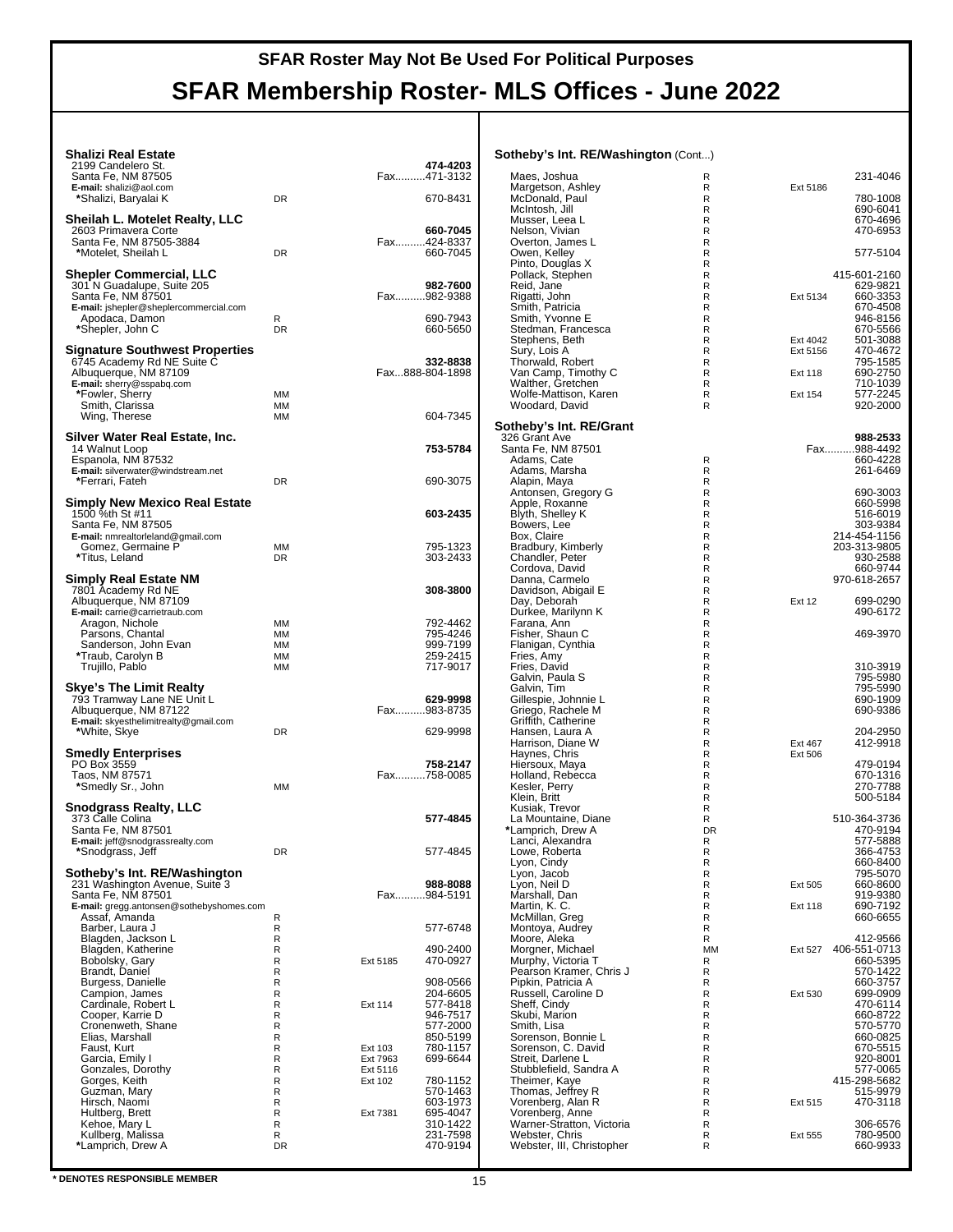# SFAR Roster May Not Be Used For Political Purposes

# SFAR Membership Roster- MLS Offices - June 2022

### Shalizi Real Estate

2199 Candelero St.
Santa Fe, NM 87505
**E-mail:** shalizi@aol.com

**474-4203**
Fax..........471-3132

| Name | Type | Ext | Phone |
|---|---|---|---|
| *Shalizi, Baryalai K | DR | | 670-8431 |

### Sheilah L. Motelet Realty, LLC

2603 Primavera Corte
Santa Fe, NM 87505-3884

**660-7045**
Fax..........424-8337

| Name | Type | Ext | Phone |
|---|---|---|---|
| *Motelet, Sheilah L | DR | | 660-7045 |

### Shepler Commercial, LLC

301 N Guadalupe, Suite 205
Santa Fe, NM 87501
**E-mail:** jshepler@sheplercommercial.com

**982-7600**
Fax..........982-9388

| Name | Type | Ext | Phone |
|---|---|---|---|
| Apodaca, Damon | R | | 690-7943 |
| *Shepler, John C | DR | | 660-5650 |

### Signature Southwest Properties

6745 Academy Rd NE Suite C
Albuquerque, NM 87109
**E-mail:** sherry@sspabq.com

**332-8838**
Fax...888-804-1898

| Name | Type | Ext | Phone |
|---|---|---|---|
| *Fowler, Sherry | MM | | |
| Smith, Clarissa | MM | | |
| Wing, Therese | MM | | 604-7345 |

### Silver Water Real Estate, Inc.

14 Walnut Loop
Espanola, NM 87532
**E-mail:** silverwater@windstream.net

**753-5784**

| Name | Type | Ext | Phone |
|---|---|---|---|
| *Ferrari, Fateh | DR | | 690-3075 |

### Simply New Mexico Real Estate

1500 %th St #11
Santa Fe, NM 87505
**E-mail:** nmrealtorleland@gmail.com

**603-2435**

| Name | Type | Ext | Phone |
|---|---|---|---|
| Gomez, Germaine P | MM | | 795-1323 |
| *Titus, Leland | DR | | 303-2433 |

### Simply Real Estate NM

7801 Academy Rd NE
Albuquerque, NM 87109
**E-mail:** carrie@carrietraub.com

**308-3800**

| Name | Type | Ext | Phone |
|---|---|---|---|
| Aragon, Nichole | MM | | 792-4462 |
| Parsons, Chantal | MM | | 795-4246 |
| Sanderson, John Evan | MM | | 999-7199 |
| *Traub, Carolyn B | MM | | 259-2415 |
| Trujillo, Pablo | MM | | 717-9017 |

### Skye's The Limit Realty

793 Tramway Lane NE Unit L
Albuquerque, NM 87122
**E-mail:** skyesthelimitrealty@gmail.com

**629-9998**
Fax..........983-8735

| Name | Type | Ext | Phone |
|---|---|---|---|
| *White, Skye | DR | | 629-9998 |

### Smedly Enterprises

PO Box 3559
Taos, NM 87571

**758-2147**
Fax..........758-0085

| Name | Type | Ext | Phone |
|---|---|---|---|
| *Smedly Sr., John | MM | | |

### Snodgrass Realty, LLC

373 Calle Colina
Santa Fe, NM 87501
**E-mail:** jeff@snodgrassrealty.com

**577-4845**

| Name | Type | Ext | Phone |
|---|---|---|---|
| *Snodgrass, Jeff | DR | | 577-4845 |

### Sotheby's Int. RE/Washington

231 Washington Avenue, Suite 3
Santa Fe, NM 87501
**E-mail:** gregg.antonsen@sothebyshomes.com

**988-8088**
Fax..........984-5191

| Name | Type | Ext | Phone |
|---|---|---|---|
| Assaf, Amanda | R | | |
| Barber, Laura J | R | | 577-6748 |
| Blagden, Jackson L | R | | |
| Blagden, Katherine | R | | 490-2400 |
| Bobolsky, Gary | R | Ext 5185 | 470-0927 |
| Brandt, Daniel | R | | |
| Burgess, Danielle | R | | 908-0566 |
| Campion, James | R | | 204-6605 |
| Cardinale, Robert L | R | Ext 114 | 577-8418 |
| Cooper, Karrie D | R | | 946-7517 |
| Cronenweth, Shane | R | | 577-2000 |
| Elias, Marshall | R | | 850-5199 |
| Faust, Kurt | R | Ext 103 | 780-1157 |
| Garcia, Emily I | R | Ext 7963 | 699-6644 |
| Gonzales, Dorothy | R | Ext 5116 | |
| Gorges, Keith | R | Ext 102 | 780-1152 |
| Guzman, Mary | R | | 570-1463 |
| Hirsch, Naomi | R | | 603-1973 |
| Hultberg, Brett | R | Ext 7381 | 695-4047 |
| Kehoe, Mary L | R | | 310-1422 |
| Kullberg, Malissa | R | | 231-7598 |
| *Lamprich, Drew A | DR | | 470-9194 |

### Sotheby's Int. RE/Washington (Cont...)

| Name | Type | Ext | Phone |
|---|---|---|---|
| Maes, Joshua | R | | 231-4046 |
| Margetson, Ashley | R | Ext 5186 | |
| McDonald, Paul | R | | 780-1008 |
| McIntosh, Jill | R | | 690-6041 |
| Musser, Leea L | R | | 670-4696 |
| Nelson, Vivian | R | | 470-6953 |
| Overton, James L | R | | |
| Owen, Kelley | R | | 577-5104 |
| Pinto, Douglas X | R | | |
| Pollack, Stephen | R | | 415-601-2160 |
| Reid, Jane | R | | 629-9821 |
| Rigatti, John | R | Ext 5134 | 660-3353 |
| Smith, Patricia | R | | 670-4508 |
| Smith, Yvonne E | R | | 946-8156 |
| Stedman, Francesca | R | | 670-5566 |
| Stephens, Beth | R | Ext 4042 | 501-3088 |
| Sury, Lois A | R | Ext 5156 | 470-4672 |
| Thorwald, Robert | R | | 795-1585 |
| Van Camp, Timothy C | R | Ext 118 | 690-2750 |
| Walther, Gretchen | R | | 710-1039 |
| Wolfe-Mattison, Karen | R | Ext 154 | 577-2245 |
| Woodard, David | R | | 920-2000 |

### Sotheby's Int. RE/Grant

326 Grant Ave
Santa Fe, NM 87501

**988-2533**
Fax..........988-4492

| Name | Type | Ext | Phone |
|---|---|---|---|
| Adams, Cate | R | | 660-4228 |
| Adams, Marsha | R | | 261-6469 |
| Alapin, Maya | R | | |
| Antonsen, Gregory G | R | | 690-3003 |
| Apple, Roxanne | R | | 660-5998 |
| Blyth, Shelley K | R | | 516-6019 |
| Bowers, Lee | R | | 303-9384 |
| Box, Claire | R | | 214-454-1156 |
| Bradbury, Kimberly | R | | 203-313-9805 |
| Chandler, Peter | R | | 930-2588 |
| Cordova, David | R | | 660-9744 |
| Danna, Carmelo | R | | 970-618-2657 |
| Davidson, Abigail E | R | | |
| Day, Deborah | R | Ext 12 | 699-0290 |
| Durkee, Marilynn K | R | | 490-6172 |
| Farana, Ann | R | | |
| Fisher, Shaun C | R | | 469-3970 |
| Flanigan, Cynthia | R | | |
| Fries, Amy | R | | |
| Fries, David | R | | 310-3919 |
| Galvin, Paula S | R | | 795-5980 |
| Galvin, Tim | R | | 795-5990 |
| Gillespie, Johnnie L | R | | 690-1909 |
| Griego, Rachele M | R | | 690-9386 |
| Griffith, Catherine | R | | |
| Hansen, Laura A | R | | 204-2950 |
| Harrison, Diane W | R | Ext 467 | 412-9918 |
| Haynes, Chris | R | Ext 506 | |
| Hiersoux, Maya | R | | 479-0194 |
| Holland, Rebecca | R | | 670-1316 |
| Kesler, Perry | R | | 270-7788 |
| Klein, Britt | R | | 500-5184 |
| Kusiak, Trevor | R | | |
| La Mountaine, Diane | R | | 510-364-3736 |
| *Lamprich, Drew A | DR | | 470-9194 |
| Lanci, Alexandra | R | | 577-5888 |
| Lowe, Roberta | R | | 366-4753 |
| Lyon, Cindy | R | | 660-8400 |
| Lyon, Jacob | R | | 795-5070 |
| Lyon, Neil D | R | Ext 505 | 660-8600 |
| Marshall, Dan | R | | 919-9380 |
| Martin, K. C. | R | Ext 118 | 690-7192 |
| McMillan, Greg | R | | 660-6655 |
| Montoya, Audrey | R | | |
| Moore, Aleka | R | | 412-9566 |
| Morgner, Michael | MM | Ext 527 | 406-551-0713 |
| Murphy, Victoria T | R | | 660-5395 |
| Pearson Kramer, Chris J | R | | 570-1422 |
| Pipkin, Patricia A | R | | 660-3757 |
| Russell, Caroline D | R | Ext 530 | 699-0909 |
| Sheff, Cindy | R | | 470-6114 |
| Skubi, Marion | R | | 660-8722 |
| Smith, Lisa | R | | 570-5770 |
| Sorenson, Bonnie L | R | | 660-0825 |
| Sorenson, C. David | R | | 670-5515 |
| Streit, Darlene L | R | | 920-8001 |
| Stubblefield, Sandra A | R | | 577-0065 |
| Theimer, Kaye | R | | 415-298-5682 |
| Thomas, Jeffrey R | R | | 515-9979 |
| Vorenberg, Alan R | R | Ext 515 | 470-3118 |
| Vorenberg, Anne | R | | |
| Warner-Stratton, Victoria | R | | 306-6576 |
| Webster, Chris | R | Ext 555 | 780-9500 |
| Webster, III, Christopher | R | | 660-9933 |

**\* DENOTES RESPONSIBLE MEMBER**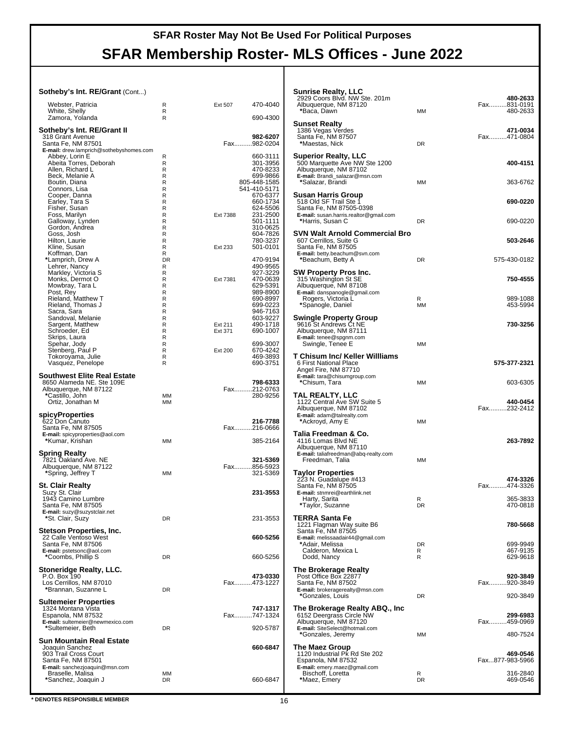# SFAR Roster May Not Be Used For Political Purposes

# SFAR Membership Roster- MLS Offices - June 2022

**Sotheby's Int. RE/Grant** (Cont...)

| Name | Type | Ext | Phone |
|---|---|---|---|
| Webster, Patricia | R | Ext 507 | 470-4040 |
| White, Shelly | R | | |
| Zamora, Yolanda | R | | 690-4300 |

**Sotheby's Int. RE/Grant II**
318 Grant Avenue
Santa Fe, NM 87501
**E-mail:** drew.lamprich@sothebyshomes.com
**982-6207**
Fax..........982-0204

| Name | Type | Ext | Phone |
|---|---|---|---|
| Abbey, Lorin E | R | | 660-3111 |
| Abeita Torres, Deborah | R | | 301-3956 |
| Allen, Richard L | R | | 470-8233 |
| Beck, Melanie A | R | | 699-9866 |
| Boutin, Diana | R | | 805-448-1585 |
| Connors, Lisa | R | | 541-410-5171 |
| Cooper, Danna | R | | 670-6377 |
| Earley, Tara S | R | | 660-1734 |
| Fisher, Susan | R | | 624-5506 |
| Foss, Marilyn | R | Ext 7388 | 231-2500 |
| Galloway, Lynden | R | | 501-1111 |
| Gordon, Andrea | R | | 310-0625 |
| Goss, Josh | R | | 604-7826 |
| Hilton, Laurie | R | | 780-3237 |
| Kline, Susan | R | Ext 233 | 501-0101 |
| Koffman, Dan | R | | |
| *Lamprich, Drew A | DR | | 470-9194 |
| Lehrer, Nancy | R | | 490-9565 |
| Markley, Victoria S | R | | 927-3229 |
| Monks, Dermot O | R | Ext 7381 | 470-0639 |
| Mowbray, Tara L | R | | 629-5391 |
| Post, Rey | R | | 989-8900 |
| Rieland, Matthew T | R | | 690-8997 |
| Rieland, Thomas J | R | | 699-0223 |
| Sacra, Sara | R | | 946-7163 |
| Sandoval, Melanie | R | | 603-9227 |
| Sargent, Matthew | R | Ext 211 | 490-1718 |
| Schroeder, Ed | R | Ext 371 | 690-1007 |
| Skrips, Laura | R | | |
| Spehar, Jody | R | | 699-3007 |
| Stenberg, Paul P | R | Ext 200 | 670-4242 |
| Tokoroyama, Julie | R | | 469-3893 |
| Vasquez, Penelope | R | | 690-3751 |

**Southwest Elite Real Estate**
8650 Alameda NE. Ste 109E
Albuquerque, NM 87122
**798-6333**
Fax..........212-0763

| Name | Type | Phone |
|---|---|---|
| *Castillo, John | MM | 280-9256 |
| Ortiz, Jonathan M | MM | |

**spicyProperties**
622 Don Canuto
Santa Fe, NM 87505
**E-mail:** spicyproperties@aol.com
**216-7788**
Fax..........216-0666

| Name | Type | Phone |
|---|---|---|
| *Kumar, Krishan | MM | 385-2164 |

**Spring Realty**
7821 Oakland Ave. NE
Albuquerque, NM 87122
**321-5369**
Fax..........856-5923

| Name | Type | Phone |
|---|---|---|
| *Spring, Jeffrey T | MM | 321-5369 |

**St. Clair Realty**
Suzy St. Clair
1943 Camino Lumbre
Santa Fe, NM 87505
**E-mail:** suzy@suzystclair.net
**231-3553**

| Name | Type | Phone |
|---|---|---|
| *St. Clair, Suzy | DR | 231-3553 |

**Stetson Properties, Inc.**
22 Calle Ventoso West
Santa Fe, NM 87506
**E-mail:** pstetsonc@aol.com
**660-5256**

| Name | Type | Phone |
|---|---|---|
| *Coombs, Phillip S | DR | 660-5256 |

**Stoneridge Realty, LLC.**
P.O. Box 190
Los Cerrillos, NM 87010
**473-0330**
Fax..........473-1227

| Name | Type | Phone |
|---|---|---|
| *Brannan, Suzanne L | DR | |

**Sultemeier Properties**
1324 Montana Vista
Espanola, NM 87532
**E-mail:** sultemeier@newmexico.com
**747-1317**
Fax..........747-1324

| Name | Type | Phone |
|---|---|---|
| *Sultemeier, Beth | DR | 920-5787 |

**Sun Mountain Real Estate**
Joaquin Sanchez
903 Trail Cross Court
Santa Fe, NM 87501
**E-mail:** sanchezjoaquin@msn.com
**660-6847**

| Name | Type | Phone |
|---|---|---|
| Braselle, Malisa | MM | |
| *Sanchez, Joaquin J | DR | 660-6847 |

**Sunrise Realty, LLC**
2929 Coors Blvd. NW Ste. 201m
Albuquerque, NM 87120
**480-2633**
Fax..........831-0191

| Name | Type | Phone |
|---|---|---|
| *Baca, Dawn | MM | 480-2633 |

**Sunset Realty**
1386 Vegas Verdes
Santa Fe, NM 87507
**471-0034**
Fax..........471-0804

| Name | Type | Phone |
|---|---|---|
| *Maestas, Nick | DR | |

**Superior Realty, LLC**
500 Marquette Ave NW Ste 1200
Albuquerque, NM 87102
**E-mail:** Brandi_salazar@msn.com
**400-4151**

| Name | Type | Phone |
|---|---|---|
| *Salazar, Brandi | MM | 363-6762 |

**Susan Harris Group**
518 Old SF Trail Ste 1
Santa Fe, NM 87505-0398
**E-mail:** susan.harris.realtor@gmail.com
**690-0220**

| Name | Type | Phone |
|---|---|---|
| *Harris, Susan C | DR | 690-0220 |

**SVN Walt Arnold Commercial Bro**
607 Cerrillos, Suite G
Santa Fe, NM 87505
**E-mail:** betty.beachum@svn.com
**503-2646**

| Name | Type | Phone |
|---|---|---|
| *Beachum, Betty A | DR | 575-430-0182 |

**SW Property Pros Inc.**
315 Washington St SE
Albuquerque, NM 87108
**E-mail:** danspanogle@gmail.com
**750-4555**

| Name | Type | Phone |
|---|---|---|
| Rogers, Victoria L | R | 989-1088 |
| *Spanogle, Daniel | MM | 453-5994 |

**Swingle Property Group**
9616 St Andrews Ct NE
Albuquerque, NM 87111
**E-mail:** tenee@spgnm.com
**730-3256**

| Name | Type | Phone |
|---|---|---|
| Swingle, Tenee E | MM | |

**T Chisum Inc/ Keller Willliams**
6 First National Place
Angel Fire, NM 87710
**E-mail:** tara@chisumgroup.com
**575-377-2321**

| Name | Type | Phone |
|---|---|---|
| *Chisum, Tara | MM | 603-6305 |

**TAL REALTY, LLC**
1122 Central Ave SW Suite 5
Albuquerque, NM 87102
**E-mail:** adam@talrealty.com
**440-0454**
Fax..........232-2412

| Name | Type | Phone |
|---|---|---|
| *Ackroyd, Amy E | MM | |

**Talia Freedman & Co.**
4116 Lomas Blvd NE
Albuquerque, NM 87110
**E-mail:** taliafreedman@abq-realty.com
**263-7892**

| Name | Type | Phone |
|---|---|---|
| Freedman, Talia | MM | |

**Taylor Properties**
223 N. Guadalupe #413
Santa Fe, NM 87505
**E-mail:** stnmrei@earthlink.net
**474-3326**
Fax..........474-3326

| Name | Type | Phone |
|---|---|---|
| Harty, Sarita | R | 365-3833 |
| *Taylor, Suzanne | DR | 470-0818 |

**TERRA Santa Fe**
1221 Flagman Way suite B6
Santa Fe, NM 87505
**E-mail:** melissaadair44@gmail.com
**780-5668**

| Name | Type | Phone |
|---|---|---|
| *Adair, Melissa | DR | 699-9949 |
| Calderon, Mexica L | R | 467-9135 |
| Dodd, Nancy | R | 629-9618 |

**The Brokerage Realty**
Post Office Box 22877
Santa Fe, NM 87502
**E-mail:** brokeragerealty@msn.com
**920-3849**
Fax..........920-3849

| Name | Type | Phone |
|---|---|---|
| *Gonzales, Louis | DR | 920-3849 |

**The Brokerage Realty ABQ., Inc**
6152 Deergrass Circle NW
Albuquerque, NM 87120
**E-mail:** SiteSelect@hotmail.com
**299-6983**
Fax..........459-0969

| Name | Type | Phone |
|---|---|---|
| *Gonzales, Jeremy | MM | 480-7524 |

**The Maez Group**
1120 Industrial Pk Rd Ste 202
Espanola, NM 87532
**E-mail:** emery.maez@gmail.com
**469-0546**
Fax...877-983-5966

| Name | Type | Phone |
|---|---|---|
| Bischoff, Loretta | R | 316-2840 |
| *Maez, Emery | DR | 469-0546 |

**\* DENOTES RESPONSIBLE MEMBER**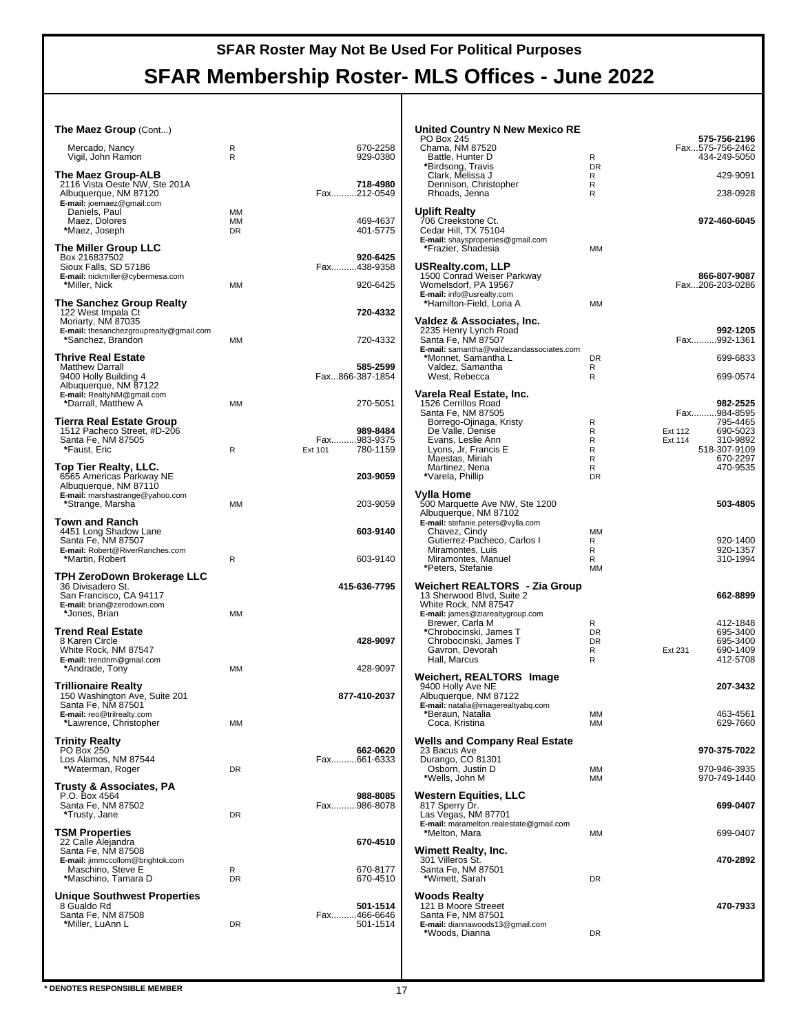# SFAR Roster May Not Be Used For Political Purposes

# SFAR Membership Roster- MLS Offices - June 2022

**The Maez Group** (Cont...)

| Name | Type | Ext | Phone |
|---|---|---|---|
| Mercado, Nancy | R | | 670-2258 |
| Vigil, John Ramon | R | | 929-0380 |

**The Maez Group-ALB**
2116 Vista Oeste NW, Ste 201A — **718-4980**
Albuquerque, NM 87120 — Fax..........212-0549
**E-mail:** joemaez@gmail.com

| Name | Type | Ext | Phone |
|---|---|---|---|
| Daniels, Paul | MM | | |
| Maez, Dolores | MM | | 469-4637 |
| *Maez, Joseph | DR | | 401-5775 |

**The Miller Group LLC**
Box 216837502 — **920-6425**
Sioux Falls, SD 57186 — Fax..........438-9358
**E-mail:** nickmiller@cybermesa.com

| Name | Type | Ext | Phone |
|---|---|---|---|
| *Miller, Nick | MM | | 920-6425 |

**The Sanchez Group Realty**
122 West Impala Ct — **720-4332**
Moriarty, NM 87035
**E-mail:** thesanchezgrouprealty@gmail.com

| Name | Type | Ext | Phone |
|---|---|---|---|
| *Sanchez, Brandon | MM | | 720-4332 |

**Thrive Real Estate**
Matthew Darrall — **585-2599**
9400 Holly Building 4 — Fax...866-387-1854
Albuquerque, NM 87122
**E-mail:** RealtyNM@gmail.com

| Name | Type | Ext | Phone |
|---|---|---|---|
| *Darrall, Matthew A | MM | | 270-5051 |

**Tierra Real Estate Group**
1512 Pacheco Street, #D-206 — **989-8484**
Santa Fe, NM 87505 — Fax..........983-9375

| Name | Type | Ext | Phone |
|---|---|---|---|
| *Faust, Eric | R | Ext 101 | 780-1159 |

**Top Tier Realty, LLC.**
6565 Americas Parkway NE — **203-9059**
Albuquerque, NM 87110
**E-mail:** marshastrange@yahoo.com

| Name | Type | Ext | Phone |
|---|---|---|---|
| *Strange, Marsha | MM | | 203-9059 |

**Town and Ranch**
4451 Long Shadow Lane — **603-9140**
Santa Fe, NM 87507
**E-mail:** Robert@RiverRanches.com

| Name | Type | Ext | Phone |
|---|---|---|---|
| *Martin, Robert | R | | 603-9140 |

**TPH ZeroDown Brokerage LLC**
36 Divisadero St. — **415-636-7795**
San Francisco, CA 94117
**E-mail:** brian@zerodown.com

| Name | Type | Ext | Phone |
|---|---|---|---|
| *Jones, Brian | MM | | |

**Trend Real Estate**
8 Karen Circle — **428-9097**
White Rock, NM 87547
**E-mail:** trendnm@gmail.com

| Name | Type | Ext | Phone |
|---|---|---|---|
| *Andrade, Tony | MM | | 428-9097 |

**Trillionaire Realty**
150 Washington Ave, Suite 201 — **877-410-2037**
Santa Fe, NM 87501
**E-mail:** reo@trilrealty.com

| Name | Type | Ext | Phone |
|---|---|---|---|
| *Lawrence, Christopher | MM | | |

**Trinity Realty**
PO Box 250 — **662-0620**
Los Alamos, NM 87544 — Fax..........661-6333

| Name | Type | Ext | Phone |
|---|---|---|---|
| *Waterman, Roger | DR | | |

**Trusty & Associates, PA**
P.O. Box 4564 — **988-8085**
Santa Fe, NM 87502 — Fax..........986-8078

| Name | Type | Ext | Phone |
|---|---|---|---|
| *Trusty, Jane | DR | | |

**TSM Properties**
22 Calle Alejandra — **670-4510**
Santa Fe, NM 87508
**E-mail:** jimmccollom@brightok.com

| Name | Type | Ext | Phone |
|---|---|---|---|
| Maschino, Steve E | R | | 670-8177 |
| *Maschino, Tamara D | DR | | 670-4510 |

**Unique Southwest Properties**
8 Gualdo Rd — **501-1514**
Santa Fe, NM 87508 — Fax..........466-6646

| Name | Type | Ext | Phone |
|---|---|---|---|
| *Miller, LuAnn L | DR | | 501-1514 |

**United Country N New Mexico RE**
PO Box 245 — **575-756-2196**
Chama, NM 87520 — Fax...575-756-2462

| Name | Type | Ext | Phone |
|---|---|---|---|
| Battle, Hunter D | R | | 434-249-5050 |
| *Birdsong, Travis | DR | | |
| Clark, Melissa J | R | | 429-9091 |
| Dennison, Christopher | R | | |
| Rhoads, Jenna | R | | 238-0928 |

**Uplift Realty**
706 Creekstone Ct. — **972-460-6045**
Cedar Hill, TX 75104
**E-mail:** shaysproperties@gmail.com

| Name | Type | Ext | Phone |
|---|---|---|---|
| *Frazier, Shadesia | MM | | |

**USRealty.com, LLP**
1500 Conrad Weiser Parkway — **866-807-9087**
Womelsdorf, PA 19567 — Fax...206-203-0286
**E-mail:** info@usrealty.com

| Name | Type | Ext | Phone |
|---|---|---|---|
| *Hamilton-Field, Loria A | MM | | |

**Valdez & Associates, Inc.**
2235 Henry Lynch Road — **992-1205**
Santa Fe, NM 87507 — Fax..........992-1361
**E-mail:** samantha@valdezandassociates.com

| Name | Type | Ext | Phone |
|---|---|---|---|
| *Monnet, Samantha L | DR | | 699-6833 |
| Valdez, Samantha | R | | |
| West, Rebecca | R | | 699-0574 |

**Varela Real Estate, Inc.**
1526 Cerrillos Road — **982-2525**
Santa Fe, NM 87505 — Fax..........984-8595

| Name | Type | Ext | Phone |
|---|---|---|---|
| Borrego-Ojinaga, Kristy | R | | 795-4465 |
| De Valle, Denise | R | Ext 112 | 690-5023 |
| Evans, Leslie Ann | R | Ext 114 | 310-9892 |
| Lyons, Jr, Francis E | R | | 518-307-9109 |
| Maestas, Miriah | R | | 670-2297 |
| Martinez, Nena | R | | 470-9535 |
| *Varela, Phillip | DR | | |

**Vylla Home**
500 Marquette Ave NW, Ste 1200 — **503-4805**
Albuquerque, NM 87102
**E-mail:** stefanie.peters@vylla.com

| Name | Type | Ext | Phone |
|---|---|---|---|
| Chavez, Cindy | MM | | |
| Gutierrez-Pacheco, Carlos I | R | | 920-1400 |
| Miramontes, Luis | R | | 920-1357 |
| Miramontes, Manuel | R | | 310-1994 |
| *Peters, Stefanie | MM | | |

**Weichert REALTORS - Zia Group**
13 Sherwood Blvd, Suite 2 — **662-8899**
White Rock, NM 87547
**E-mail:** james@ziarealtygroup.com

| Name | Type | Ext | Phone |
|---|---|---|---|
| Brewer, Carla M | R | | 412-1848 |
| *Chrobocinski, James T | DR | | 695-3400 |
| Chrobocinski, James T | DR | | 695-3400 |
| Gavron, Devorah | R | Ext 231 | 690-1409 |
| Hall, Marcus | R | | 412-5708 |

**Weichert, REALTORS Image**
9400 Holly Ave NE — **207-3432**
Albuquerque, NM 87122
**E-mail:** natalia@imagerealtyabq.com

| Name | Type | Ext | Phone |
|---|---|---|---|
| *Beraun, Natalia | MM | | 463-4561 |
| Coca, Kristina | MM | | 629-7660 |

**Wells and Company Real Estate**
23 Bacus Ave — **970-375-7022**
Durango, CO 81301

| Name | Type | Ext | Phone |
|---|---|---|---|
| Osborn, Justin D | MM | | 970-946-3935 |
| *Wells, John M | MM | | 970-749-1440 |

**Western Equities, LLC**
817 Sperry Dr. — **699-0407**
Las Vegas, NM 87701
**E-mail:** maramelton.realestate@gmail.com

| Name | Type | Ext | Phone |
|---|---|---|---|
| *Melton, Mara | MM | | 699-0407 |

**Wimett Realty, Inc.**
301 Villeros St. — **470-2892**
Santa Fe, NM 87501

| Name | Type | Ext | Phone |
|---|---|---|---|
| *Wimett, Sarah | DR | | |

**Woods Realty**
121 B Moore Streeet — **470-7933**
Santa Fe, NM 87501
**E-mail:** diannawoods13@gmail.com

| Name | Type | Ext | Phone |
|---|---|---|---|
| *Woods, Dianna | DR | | |

**\* DENOTES RESPONSIBLE MEMBER**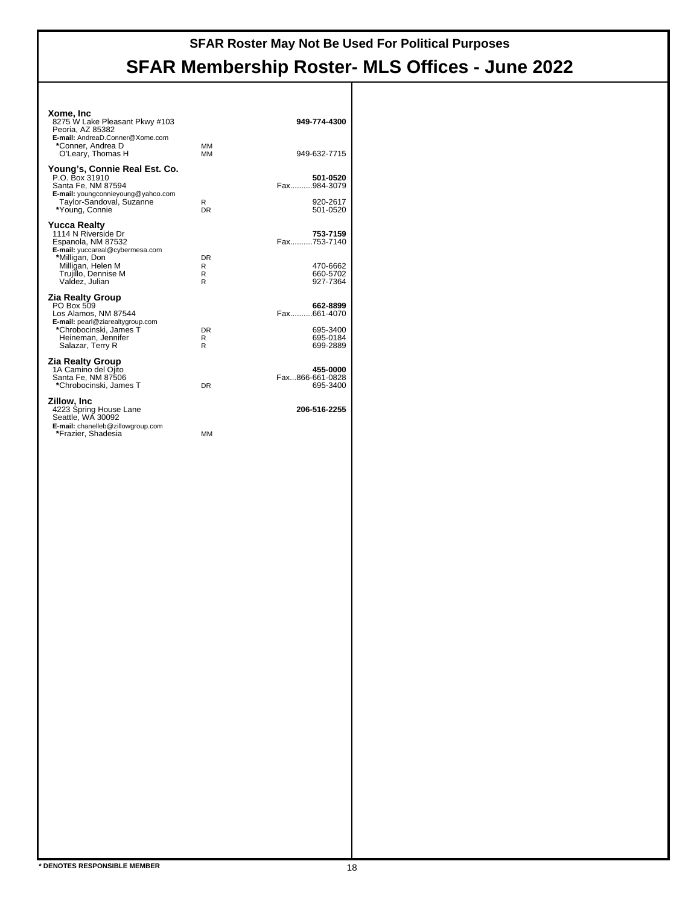SFAR Roster May Not Be Used For Political Purposes

# SFAR Membership Roster- MLS Offices - June 2022

**Xome, Inc**
8275 W Lake Pleasant Pkwy #103 — **949-774-4300**
Peoria, AZ 85382
**E-mail:** AndreaD.Conner@Xome.com

| | | |
|---|---|---|
| *Conner, Andrea D | MM | |
| O'Leary, Thomas H | MM | 949-632-7715 |

**Young's, Connie Real Est. Co.**
P.O. Box 31910 — **501-0520**
Santa Fe, NM 87594 — Fax..........984-3079
**E-mail:** youngconnieyoung@yahoo.com

| | | |
|---|---|---|
| Taylor-Sandoval, Suzanne | R | 920-2617 |
| *Young, Connie | DR | 501-0520 |

**Yucca Realty**
1114 N Riverside Dr — **753-7159**
Espanola, NM 87532 — Fax..........753-7140
**E-mail:** yuccareal@cybermesa.com

| | | |
|---|---|---|
| *Milligan, Don | DR | |
| Milligan, Helen M | R | 470-6662 |
| Trujillo, Dennise M | R | 660-5702 |
| Valdez, Julian | R | 927-7364 |

**Zia Realty Group**
PO Box 509 — **662-8899**
Los Alamos, NM 87544 — Fax..........661-4070
**E-mail:** pearl@ziarealtygroup.com

| | | |
|---|---|---|
| *Chrobocinski, James T | DR | 695-3400 |
| Heineman, Jennifer | R | 695-0184 |
| Salazar, Terry R | R | 699-2889 |

**Zia Realty Group**
1A Camino del Ojito — **455-0000**
Santa Fe, NM 87506 — Fax...866-661-0828

| | | |
|---|---|---|
| *Chrobocinski, James T | DR | 695-3400 |

**Zillow, Inc**
4223 Spring House Lane — **206-516-2255**
Seattle, WA 30092
**E-mail:** chanelleb@zillowgroup.com

| | | |
|---|---|---|
| *Frazier, Shadesia | MM | |

\* DENOTES RESPONSIBLE MEMBER